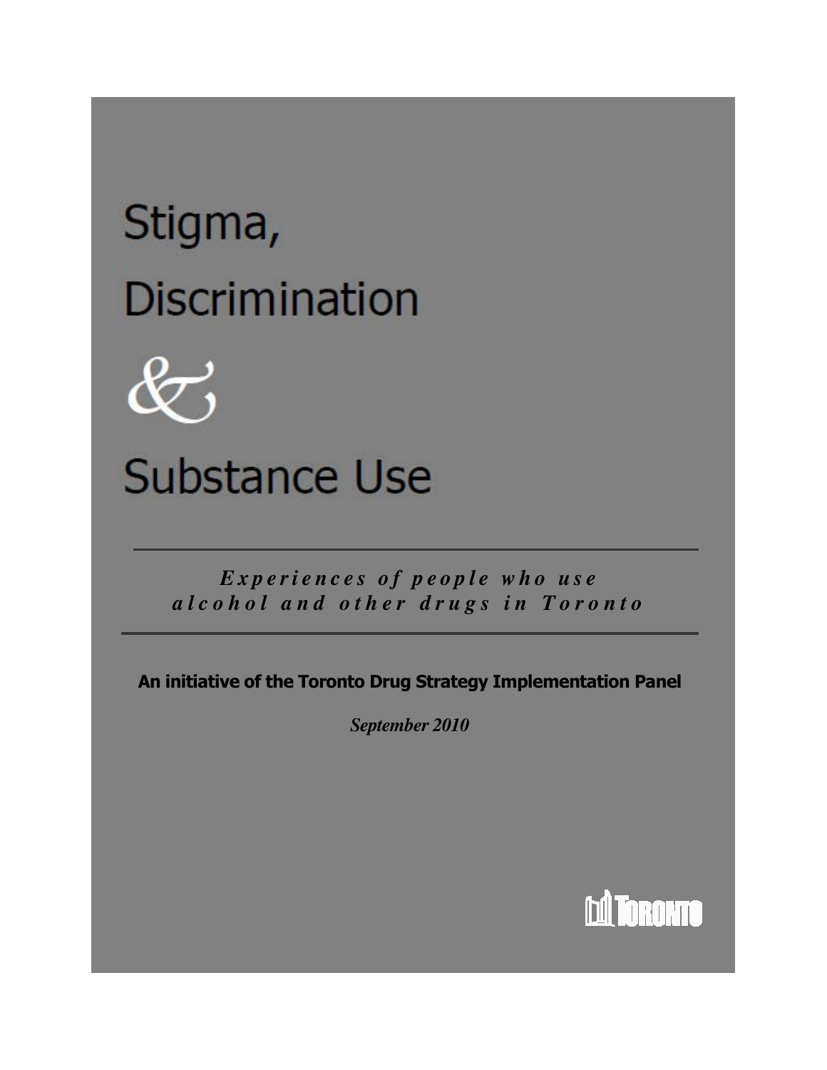# Stigma, Discrimination & Substance Use

*Experiences of people who use alcohol and other drugs in Toronto*

**An initiative of the Toronto Drug Strategy Implementation Panel**

*September 2010*

TORONTO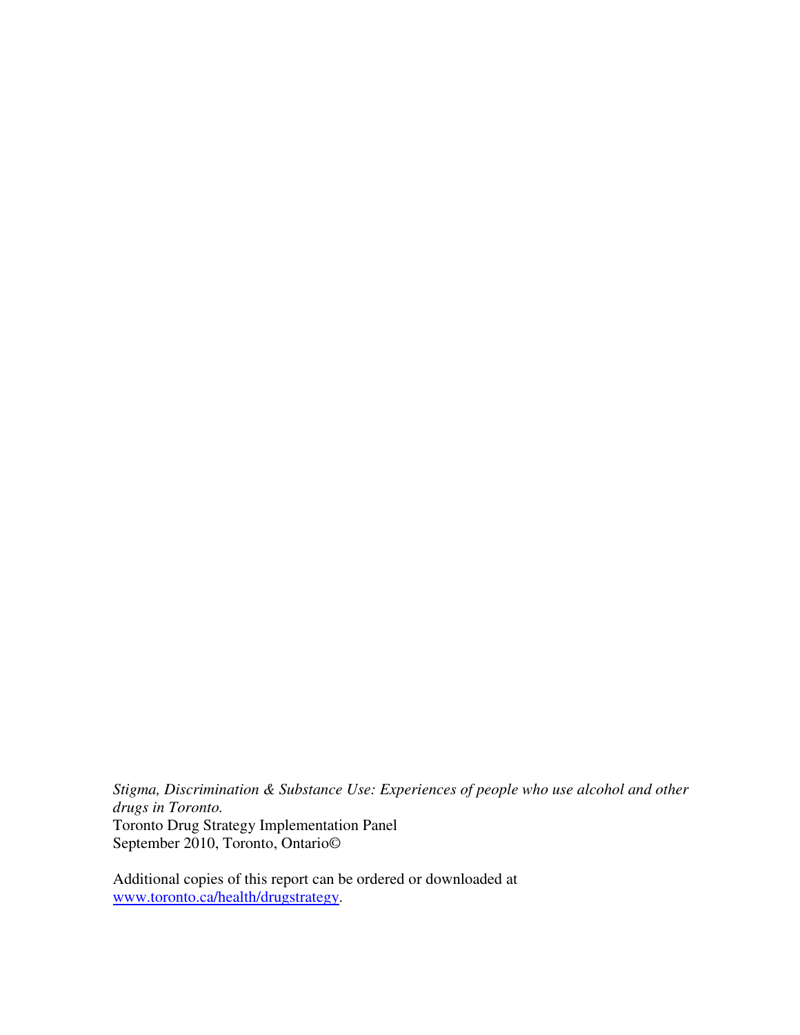*Stigma, Discrimination & Substance Use: Experiences of people who use alcohol and other drugs in Toronto.*
Toronto Drug Strategy Implementation Panel
September 2010, Toronto, Ontario©

Additional copies of this report can be ordered or downloaded at [www.toronto.ca/health/drugstrategy](www.toronto.ca/health/drugstrategy).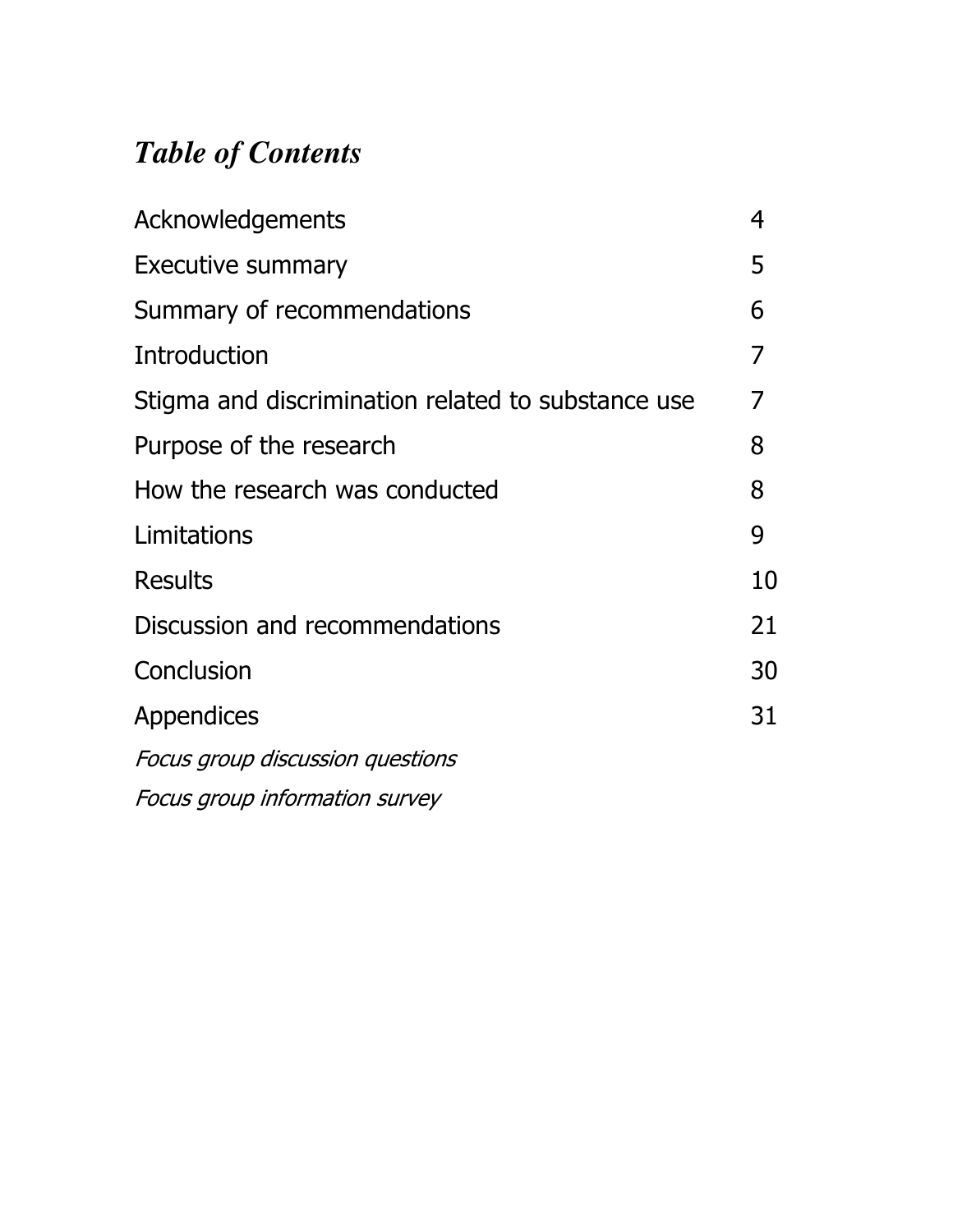# *Table of Contents*

| | |
|---|---|
| Acknowledgements | 4 |
| Executive summary | 5 |
| Summary of recommendations | 6 |
| Introduction | 7 |
| Stigma and discrimination related to substance use | 7 |
| Purpose of the research | 8 |
| How the research was conducted | 8 |
| Limitations | 9 |
| Results | 10 |
| Discussion and recommendations | 21 |
| Conclusion | 30 |
| Appendices | 31 |
| *Focus group discussion questions* | |
| *Focus group information survey* | |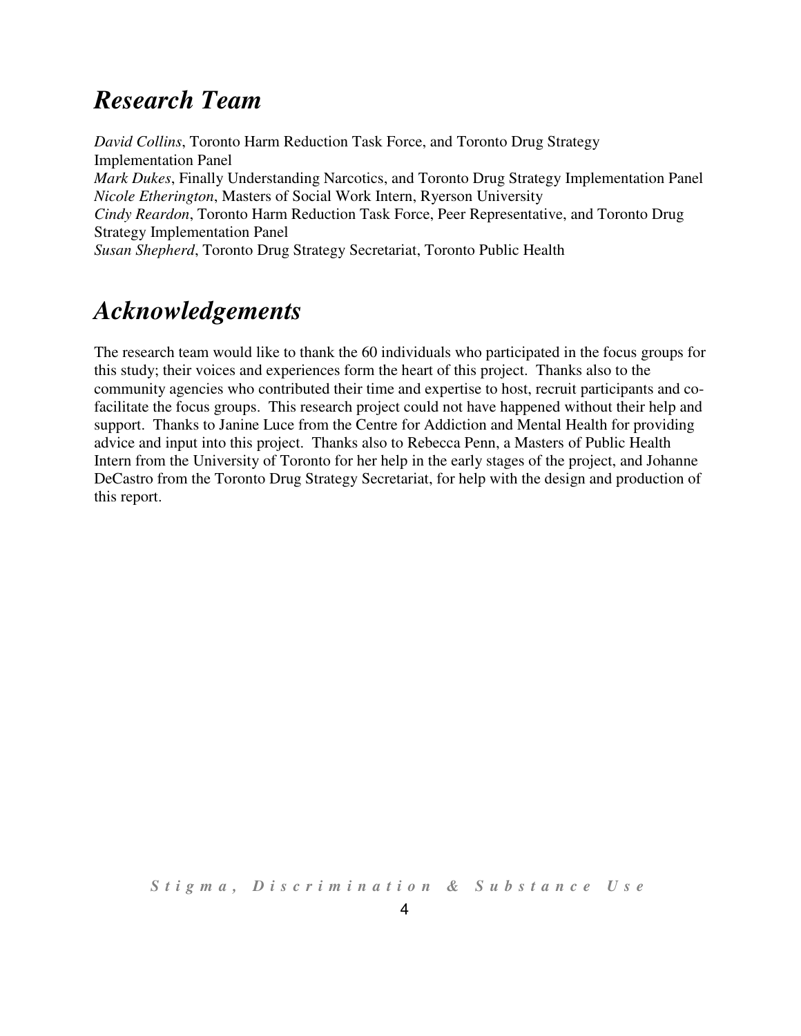## *Research Team*

*David Collins*, Toronto Harm Reduction Task Force, and Toronto Drug Strategy Implementation Panel
*Mark Dukes*, Finally Understanding Narcotics, and Toronto Drug Strategy Implementation Panel
*Nicole Etherington*, Masters of Social Work Intern, Ryerson University
*Cindy Reardon*, Toronto Harm Reduction Task Force, Peer Representative, and Toronto Drug Strategy Implementation Panel
*Susan Shepherd*, Toronto Drug Strategy Secretariat, Toronto Public Health

## *Acknowledgements*

The research team would like to thank the 60 individuals who participated in the focus groups for this study; their voices and experiences form the heart of this project. Thanks also to the community agencies who contributed their time and expertise to host, recruit participants and co-facilitate the focus groups. This research project could not have happened without their help and support. Thanks to Janine Luce from the Centre for Addiction and Mental Health for providing advice and input into this project. Thanks also to Rebecca Penn, a Masters of Public Health Intern from the University of Toronto for her help in the early stages of the project, and Johanne DeCastro from the Toronto Drug Strategy Secretariat, for help with the design and production of this report.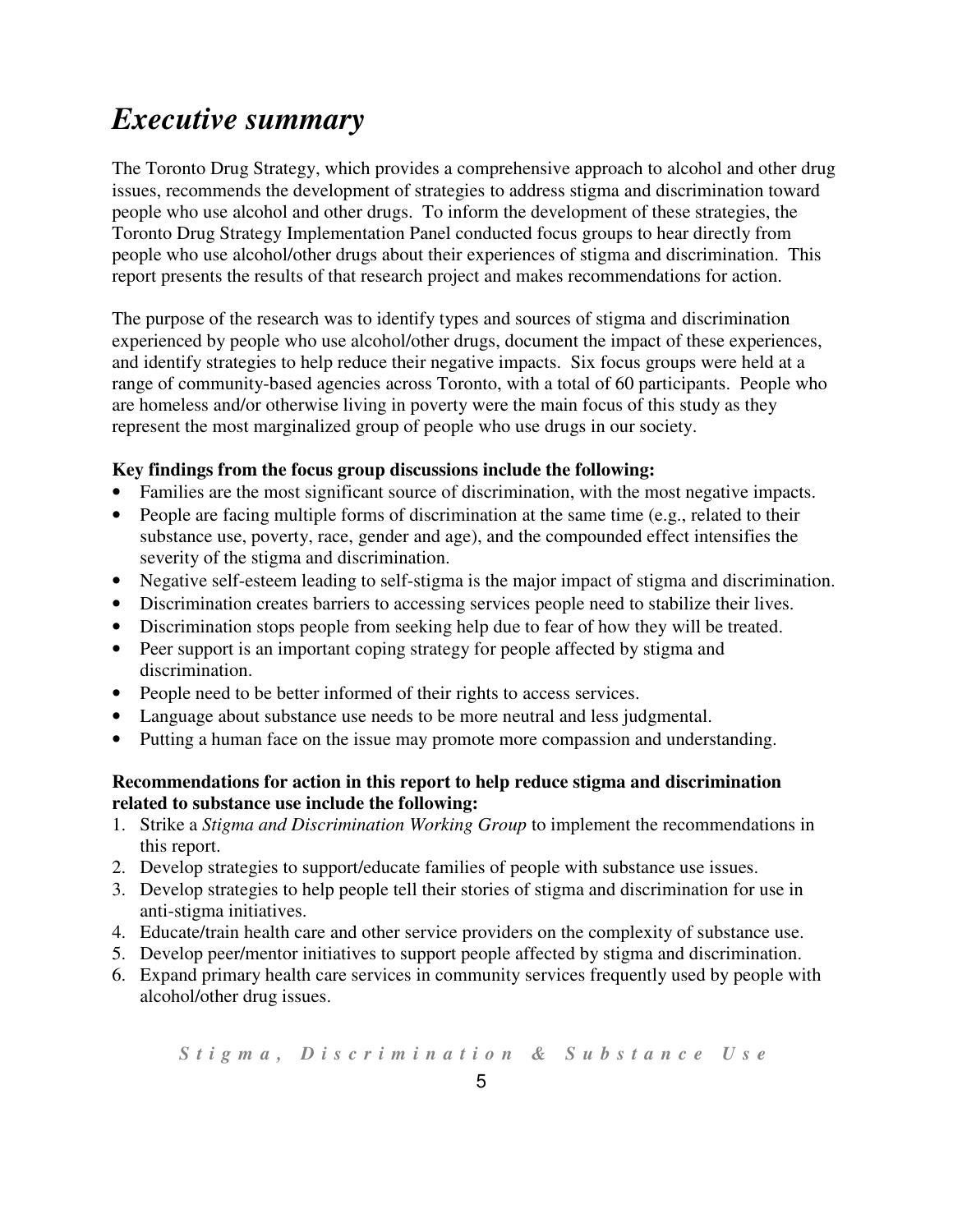# *Executive summary*

The Toronto Drug Strategy, which provides a comprehensive approach to alcohol and other drug issues, recommends the development of strategies to address stigma and discrimination toward people who use alcohol and other drugs. To inform the development of these strategies, the Toronto Drug Strategy Implementation Panel conducted focus groups to hear directly from people who use alcohol/other drugs about their experiences of stigma and discrimination. This report presents the results of that research project and makes recommendations for action.

The purpose of the research was to identify types and sources of stigma and discrimination experienced by people who use alcohol/other drugs, document the impact of these experiences, and identify strategies to help reduce their negative impacts. Six focus groups were held at a range of community-based agencies across Toronto, with a total of 60 participants. People who are homeless and/or otherwise living in poverty were the main focus of this study as they represent the most marginalized group of people who use drugs in our society.

**Key findings from the focus group discussions include the following:**

- Families are the most significant source of discrimination, with the most negative impacts.
- People are facing multiple forms of discrimination at the same time (e.g., related to their substance use, poverty, race, gender and age), and the compounded effect intensifies the severity of the stigma and discrimination.
- Negative self-esteem leading to self-stigma is the major impact of stigma and discrimination.
- Discrimination creates barriers to accessing services people need to stabilize their lives.
- Discrimination stops people from seeking help due to fear of how they will be treated.
- Peer support is an important coping strategy for people affected by stigma and discrimination.
- People need to be better informed of their rights to access services.
- Language about substance use needs to be more neutral and less judgmental.
- Putting a human face on the issue may promote more compassion and understanding.

**Recommendations for action in this report to help reduce stigma and discrimination related to substance use include the following:**

1. Strike a *Stigma and Discrimination Working Group* to implement the recommendations in this report.
2. Develop strategies to support/educate families of people with substance use issues.
3. Develop strategies to help people tell their stories of stigma and discrimination for use in anti-stigma initiatives.
4. Educate/train health care and other service providers on the complexity of substance use.
5. Develop peer/mentor initiatives to support people affected by stigma and discrimination.
6. Expand primary health care services in community services frequently used by people with alcohol/other drug issues.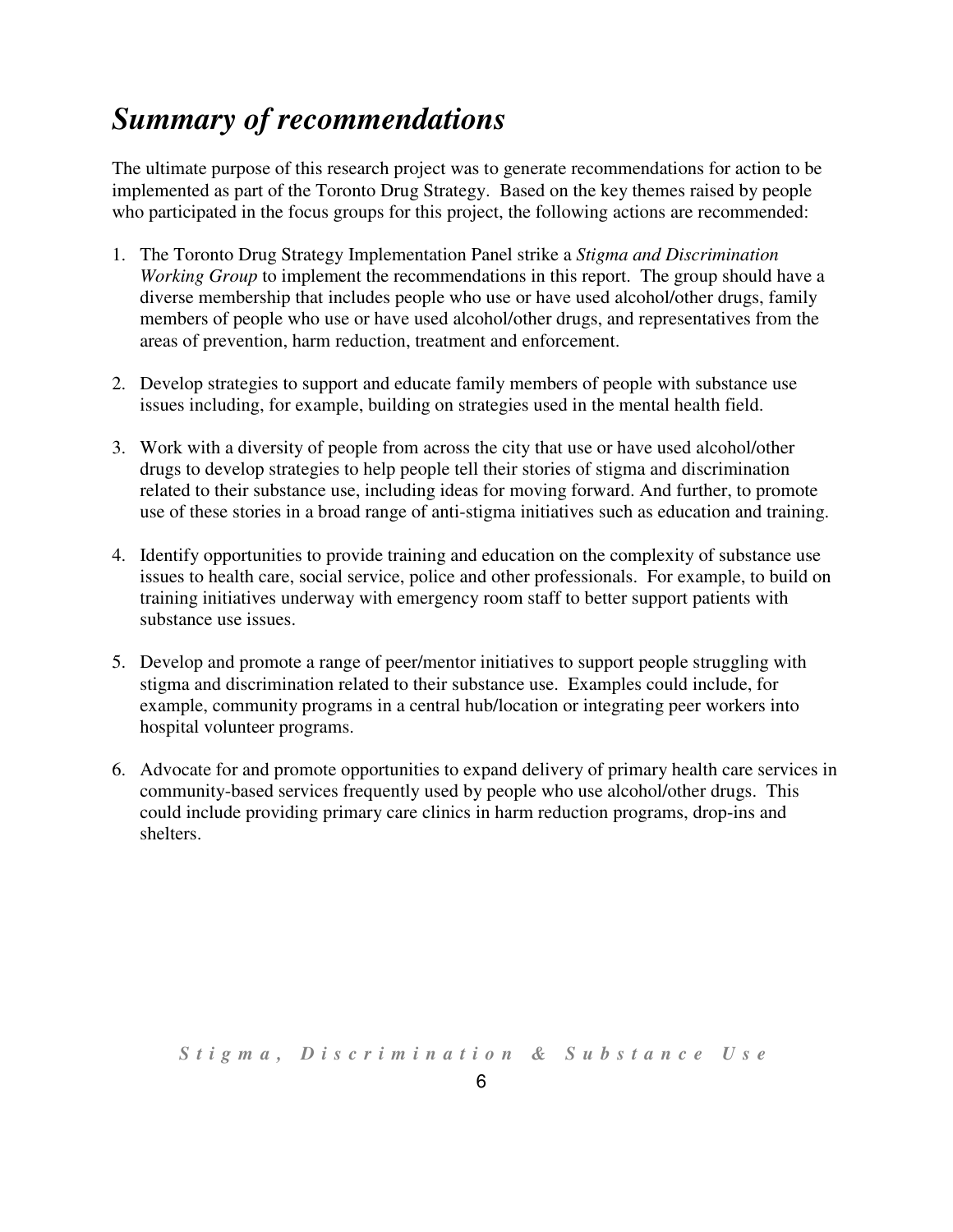# *Summary of recommendations*

The ultimate purpose of this research project was to generate recommendations for action to be implemented as part of the Toronto Drug Strategy. Based on the key themes raised by people who participated in the focus groups for this project, the following actions are recommended:

1. The Toronto Drug Strategy Implementation Panel strike a *Stigma and Discrimination Working Group* to implement the recommendations in this report. The group should have a diverse membership that includes people who use or have used alcohol/other drugs, family members of people who use or have used alcohol/other drugs, and representatives from the areas of prevention, harm reduction, treatment and enforcement.

2. Develop strategies to support and educate family members of people with substance use issues including, for example, building on strategies used in the mental health field.

3. Work with a diversity of people from across the city that use or have used alcohol/other drugs to develop strategies to help people tell their stories of stigma and discrimination related to their substance use, including ideas for moving forward. And further, to promote use of these stories in a broad range of anti-stigma initiatives such as education and training.

4. Identify opportunities to provide training and education on the complexity of substance use issues to health care, social service, police and other professionals. For example, to build on training initiatives underway with emergency room staff to better support patients with substance use issues.

5. Develop and promote a range of peer/mentor initiatives to support people struggling with stigma and discrimination related to their substance use. Examples could include, for example, community programs in a central hub/location or integrating peer workers into hospital volunteer programs.

6. Advocate for and promote opportunities to expand delivery of primary health care services in community-based services frequently used by people who use alcohol/other drugs. This could include providing primary care clinics in harm reduction programs, drop-ins and shelters.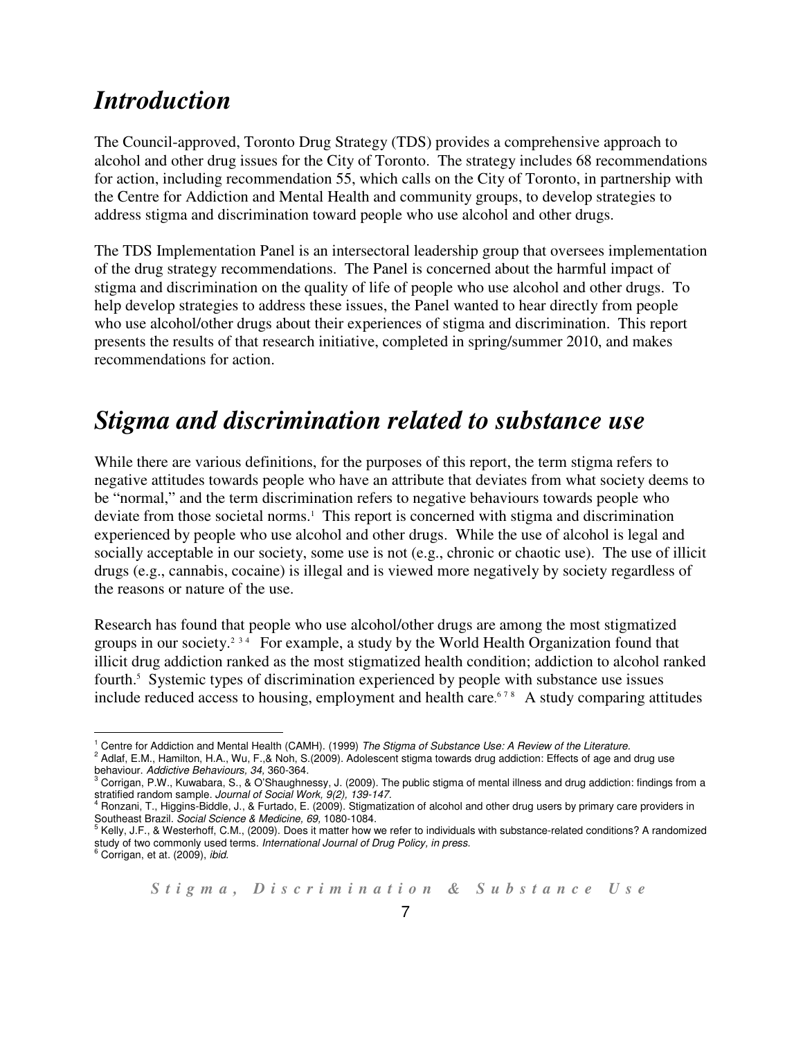# *Introduction*

The Council-approved, Toronto Drug Strategy (TDS) provides a comprehensive approach to alcohol and other drug issues for the City of Toronto. The strategy includes 68 recommendations for action, including recommendation 55, which calls on the City of Toronto, in partnership with the Centre for Addiction and Mental Health and community groups, to develop strategies to address stigma and discrimination toward people who use alcohol and other drugs.

The TDS Implementation Panel is an intersectoral leadership group that oversees implementation of the drug strategy recommendations. The Panel is concerned about the harmful impact of stigma and discrimination on the quality of life of people who use alcohol and other drugs. To help develop strategies to address these issues, the Panel wanted to hear directly from people who use alcohol/other drugs about their experiences of stigma and discrimination. This report presents the results of that research initiative, completed in spring/summer 2010, and makes recommendations for action.

# *Stigma and discrimination related to substance use*

While there are various definitions, for the purposes of this report, the term stigma refers to negative attitudes towards people who have an attribute that deviates from what society deems to be "normal," and the term discrimination refers to negative behaviours towards people who deviate from those societal norms.[1] This report is concerned with stigma and discrimination experienced by people who use alcohol and other drugs. While the use of alcohol is legal and socially acceptable in our society, some use is not (e.g., chronic or chaotic use). The use of illicit drugs (e.g., cannabis, cocaine) is illegal and is viewed more negatively by society regardless of the reasons or nature of the use.

Research has found that people who use alcohol/other drugs are among the most stigmatized groups in our society.[2 3 4] For example, a study by the World Health Organization found that illicit drug addiction ranked as the most stigmatized health condition; addiction to alcohol ranked fourth.[5] Systemic types of discrimination experienced by people with substance use issues include reduced access to housing, employment and health care.[6 7 8] A study comparing attitudes

---

[1] Centre for Addiction and Mental Health (CAMH). (1999) *The Stigma of Substance Use: A Review of the Literature.*

[2] Adlaf, E.M., Hamilton, H.A., Wu, F.,& Noh, S.(2009). Adolescent stigma towards drug addiction: Effects of age and drug use behaviour. *Addictive Behaviours, 34,* 360-364.

[3] Corrigan, P.W., Kuwabara, S., & O'Shaughnessy, J. (2009). The public stigma of mental illness and drug addiction: findings from a stratified random sample. *Journal of Social Work, 9(2), 139-147.*

[4] Ronzani, T., Higgins-Biddle, J., & Furtado, E. (2009). Stigmatization of alcohol and other drug users by primary care providers in Southeast Brazil. *Social Science & Medicine, 69,* 1080-1084.

[5] Kelly, J.F., & Westerhoff, C.M., (2009). Does it matter how we refer to individuals with substance-related conditions? A randomized study of two commonly used terms. *International Journal of Drug Policy, in press.*

[6] Corrigan, et at. (2009), *ibid.*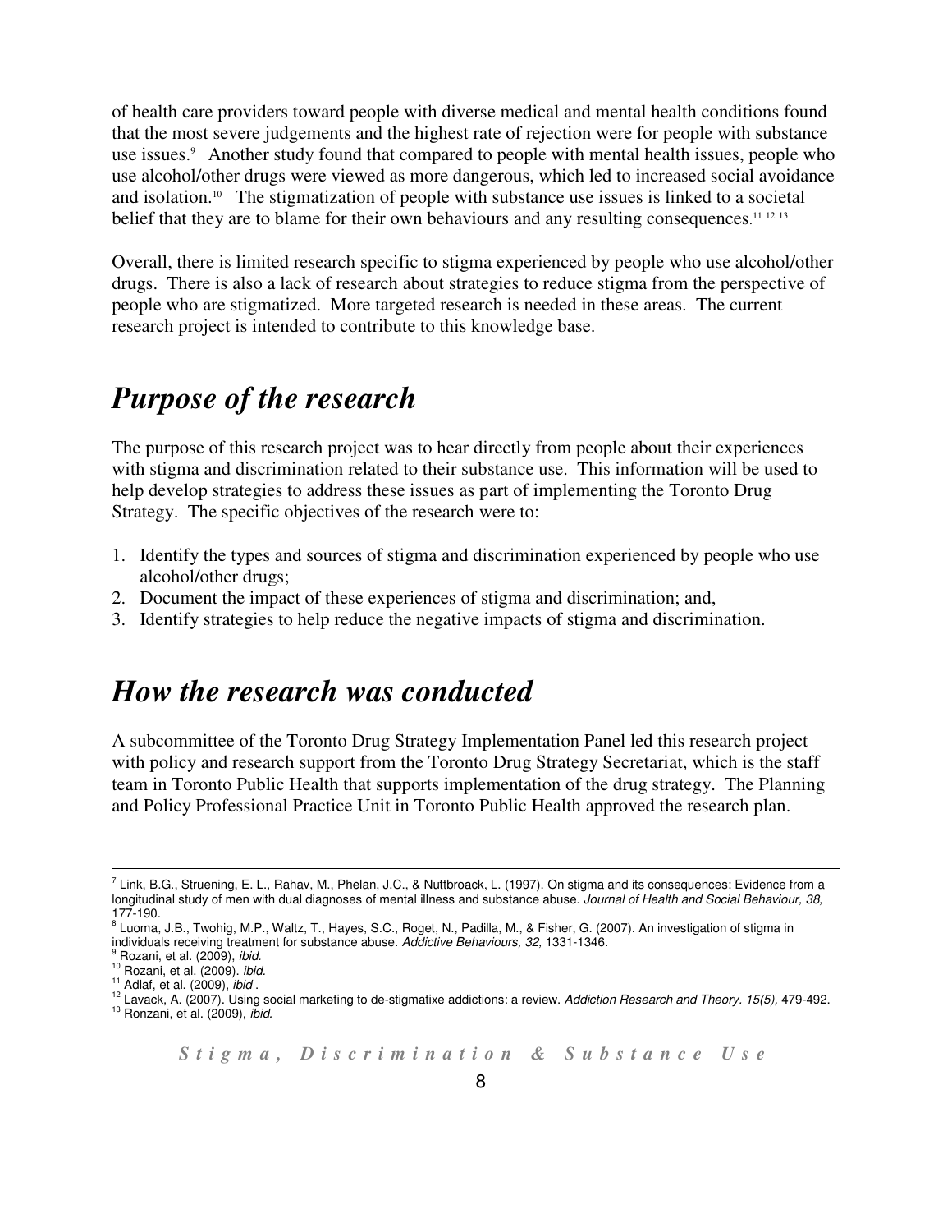of health care providers toward people with diverse medical and mental health conditions found that the most severe judgements and the highest rate of rejection were for people with substance use issues.[9] Another study found that compared to people with mental health issues, people who use alcohol/other drugs were viewed as more dangerous, which led to increased social avoidance and isolation.[10] The stigmatization of people with substance use issues is linked to a societal belief that they are to blame for their own behaviours and any resulting consequences.[11] [12] [13]

Overall, there is limited research specific to stigma experienced by people who use alcohol/other drugs. There is also a lack of research about strategies to reduce stigma from the perspective of people who are stigmatized. More targeted research is needed in these areas. The current research project is intended to contribute to this knowledge base.

# *Purpose of the research*

The purpose of this research project was to hear directly from people about their experiences with stigma and discrimination related to their substance use. This information will be used to help develop strategies to address these issues as part of implementing the Toronto Drug Strategy. The specific objectives of the research were to:

1. Identify the types and sources of stigma and discrimination experienced by people who use alcohol/other drugs;
2. Document the impact of these experiences of stigma and discrimination; and,
3. Identify strategies to help reduce the negative impacts of stigma and discrimination.

# *How the research was conducted*

A subcommittee of the Toronto Drug Strategy Implementation Panel led this research project with policy and research support from the Toronto Drug Strategy Secretariat, which is the staff team in Toronto Public Health that supports implementation of the drug strategy. The Planning and Policy Professional Practice Unit in Toronto Public Health approved the research plan.

---

[7] Link, B.G., Struening, E. L., Rahav, M., Phelan, J.C., & Nuttbroack, L. (1997). On stigma and its consequences: Evidence from a longitudinal study of men with dual diagnoses of mental illness and substance abuse. *Journal of Health and Social Behaviour, 38,* 177-190.

[8] Luoma, J.B., Twohig, M.P., Waltz, T., Hayes, S.C., Roget, N., Padilla, M., & Fisher, G. (2007). An investigation of stigma in individuals receiving treatment for substance abuse. *Addictive Behaviours, 32,* 1331-1346.

[9] Rozani, et al. (2009), *ibid.*

[10] Rozani, et al. (2009). *ibid.*

[11] Adlaf, et al. (2009), *ibid* .

[12] Lavack, A. (2007). Using social marketing to de-stigmatixe addictions: a review. *Addiction Research and Theory. 15(5),* 479-492.

[13] Ronzani, et al. (2009), *ibid.*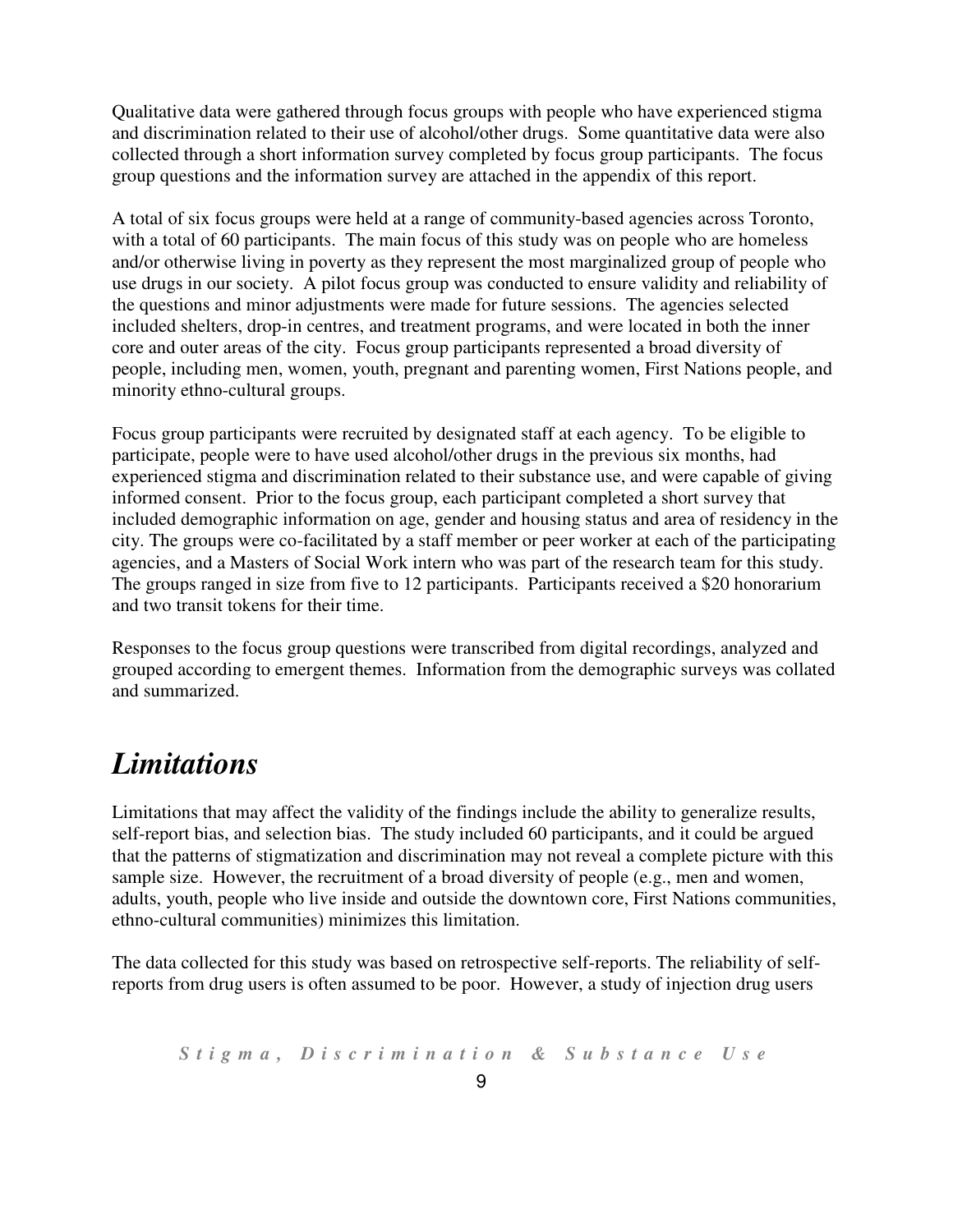Qualitative data were gathered through focus groups with people who have experienced stigma and discrimination related to their use of alcohol/other drugs. Some quantitative data were also collected through a short information survey completed by focus group participants. The focus group questions and the information survey are attached in the appendix of this report.

A total of six focus groups were held at a range of community-based agencies across Toronto, with a total of 60 participants. The main focus of this study was on people who are homeless and/or otherwise living in poverty as they represent the most marginalized group of people who use drugs in our society. A pilot focus group was conducted to ensure validity and reliability of the questions and minor adjustments were made for future sessions. The agencies selected included shelters, drop-in centres, and treatment programs, and were located in both the inner core and outer areas of the city. Focus group participants represented a broad diversity of people, including men, women, youth, pregnant and parenting women, First Nations people, and minority ethno-cultural groups.

Focus group participants were recruited by designated staff at each agency. To be eligible to participate, people were to have used alcohol/other drugs in the previous six months, had experienced stigma and discrimination related to their substance use, and were capable of giving informed consent. Prior to the focus group, each participant completed a short survey that included demographic information on age, gender and housing status and area of residency in the city. The groups were co-facilitated by a staff member or peer worker at each of the participating agencies, and a Masters of Social Work intern who was part of the research team for this study. The groups ranged in size from five to 12 participants. Participants received a $20 honorarium and two transit tokens for their time.

Responses to the focus group questions were transcribed from digital recordings, analyzed and grouped according to emergent themes. Information from the demographic surveys was collated and summarized.

## *Limitations*

Limitations that may affect the validity of the findings include the ability to generalize results, self-report bias, and selection bias. The study included 60 participants, and it could be argued that the patterns of stigmatization and discrimination may not reveal a complete picture with this sample size. However, the recruitment of a broad diversity of people (e.g., men and women, adults, youth, people who live inside and outside the downtown core, First Nations communities, ethno-cultural communities) minimizes this limitation.

The data collected for this study was based on retrospective self-reports. The reliability of self-reports from drug users is often assumed to be poor. However, a study of injection drug users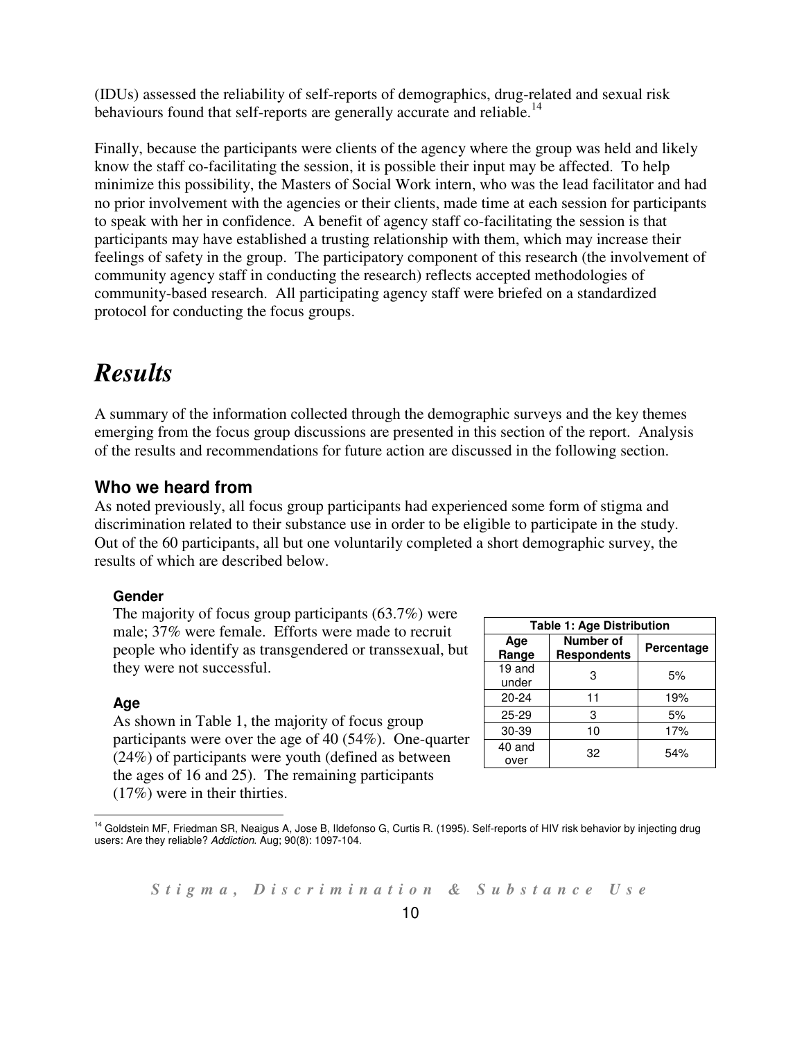(IDUs) assessed the reliability of self-reports of demographics, drug-related and sexual risk behaviours found that self-reports are generally accurate and reliable.[14]

Finally, because the participants were clients of the agency where the group was held and likely know the staff co-facilitating the session, it is possible their input may be affected. To help minimize this possibility, the Masters of Social Work intern, who was the lead facilitator and had no prior involvement with the agencies or their clients, made time at each session for participants to speak with her in confidence. A benefit of agency staff co-facilitating the session is that participants may have established a trusting relationship with them, which may increase their feelings of safety in the group. The participatory component of this research (the involvement of community agency staff in conducting the research) reflects accepted methodologies of community-based research. All participating agency staff were briefed on a standardized protocol for conducting the focus groups.

# *Results*

A summary of the information collected through the demographic surveys and the key themes emerging from the focus group discussions are presented in this section of the report. Analysis of the results and recommendations for future action are discussed in the following section.

## Who we heard from

As noted previously, all focus group participants had experienced some form of stigma and discrimination related to their substance use in order to be eligible to participate in the study. Out of the 60 participants, all but one voluntarily completed a short demographic survey, the results of which are described below.

### Gender

The majority of focus group participants (63.7%) were male; 37% were female. Efforts were made to recruit people who identify as transgendered or transsexual, but they were not successful.

### Age

As shown in Table 1, the majority of focus group participants were over the age of 40 (54%). One-quarter (24%) of participants were youth (defined as between the ages of 16 and 25). The remaining participants (17%) were in their thirties.

**Table 1: Age Distribution**

| Age Range | Number of Respondents | Percentage |
|---|---|---|
| 19 and under | 3 | 5% |
| 20-24 | 11 | 19% |
| 25-29 | 3 | 5% |
| 30-39 | 10 | 17% |
| 40 and over | 32 | 54% |

[14] Goldstein MF, Friedman SR, Neaigus A, Jose B, Ildefonso G, Curtis R. (1995). Self-reports of HIV risk behavior by injecting drug users: Are they reliable? *Addiction.* Aug; 90(8): 1097-104.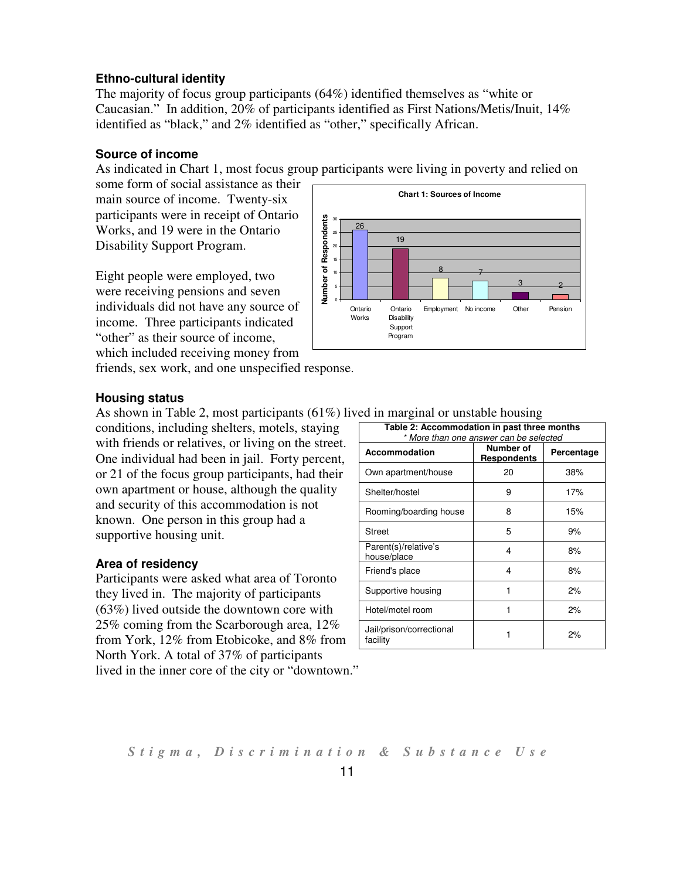### Ethno-cultural identity

The majority of focus group participants (64%) identified themselves as "white or Caucasian." In addition, 20% of participants identified as First Nations/Metis/Inuit, 14% identified as "black," and 2% identified as "other," specifically African.

### Source of income

As indicated in Chart 1, most focus group participants were living in poverty and relied on some form of social assistance as their main source of income. Twenty-six participants were in receipt of Ontario Works, and 19 were in the Ontario Disability Support Program.

Eight people were employed, two were receiving pensions and seven individuals did not have any source of income. Three participants indicated "other" as their source of income, which included receiving money from friends, sex work, and one unspecified response.

**Chart 1: Sources of Income**

Number of Respondents

0
5
10
15
20
25
30

26
19
8
7
3
2

Ontario Works
Ontario Disability Support Program
Employment
No income
Other
Pension

### Housing status

As shown in Table 2, most participants (61%) lived in marginal or unstable housing conditions, including shelters, motels, staying with friends or relatives, or living on the street. One individual had been in jail. Forty percent, or 21 of the focus group participants, had their own apartment or house, although the quality and security of this accommodation is not known. One person in this group had a supportive housing unit.

**Table 2: Accommodation in past three months**
*\* More than one answer can be selected*

| Accommodation | Number of Respondents | Percentage |
|---|---|---|
| Own apartment/house | 20 | 38% |
| Shelter/hostel | 9 | 17% |
| Rooming/boarding house | 8 | 15% |
| Street | 5 | 9% |
| Parent(s)/relative's house/place | 4 | 8% |
| Friend's place | 4 | 8% |
| Supportive housing | 1 | 2% |
| Hotel/motel room | 1 | 2% |
| Jail/prison/correctional facility | 1 | 2% |

### Area of residency

Participants were asked what area of Toronto they lived in. The majority of participants (63%) lived outside the downtown core with 25% coming from the Scarborough area, 12% from York, 12% from Etobicoke, and 8% from North York. A total of 37% of participants lived in the inner core of the city or "downtown."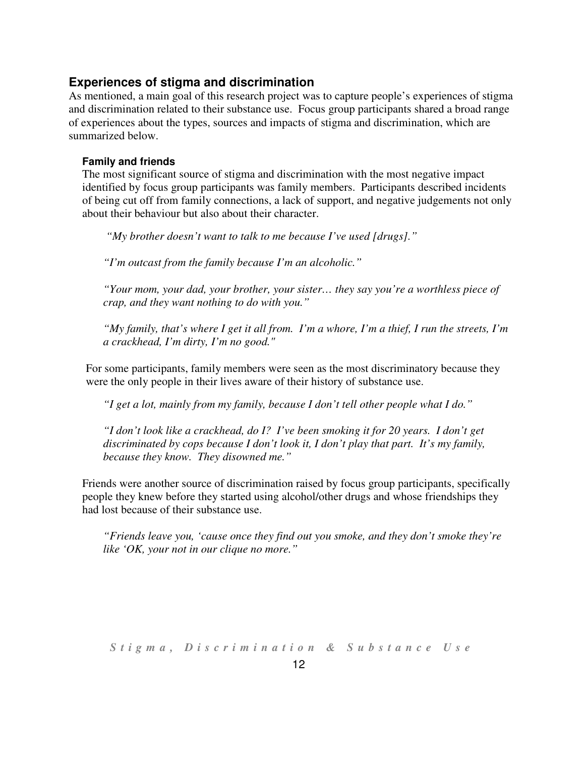## Experiences of stigma and discrimination

As mentioned, a main goal of this research project was to capture people's experiences of stigma and discrimination related to their substance use. Focus group participants shared a broad range of experiences about the types, sources and impacts of stigma and discrimination, which are summarized below.

### Family and friends

The most significant source of stigma and discrimination with the most negative impact identified by focus group participants was family members. Participants described incidents of being cut off from family connections, a lack of support, and negative judgements not only about their behaviour but also about their character.

*"My brother doesn't want to talk to me because I've used [drugs]."*

*"I'm outcast from the family because I'm an alcoholic."*

*"Your mom, your dad, your brother, your sister… they say you're a worthless piece of crap, and they want nothing to do with you."*

*"My family, that's where I get it all from. I'm a whore, I'm a thief, I run the streets, I'm a crackhead, I'm dirty, I'm no good."*

For some participants, family members were seen as the most discriminatory because they were the only people in their lives aware of their history of substance use.

*"I get a lot, mainly from my family, because I don't tell other people what I do."*

*"I don't look like a crackhead, do I? I've been smoking it for 20 years. I don't get discriminated by cops because I don't look it, I don't play that part. It's my family, because they know. They disowned me."*

Friends were another source of discrimination raised by focus group participants, specifically people they knew before they started using alcohol/other drugs and whose friendships they had lost because of their substance use.

*"Friends leave you, 'cause once they find out you smoke, and they don't smoke they're like 'OK, your not in our clique no more."*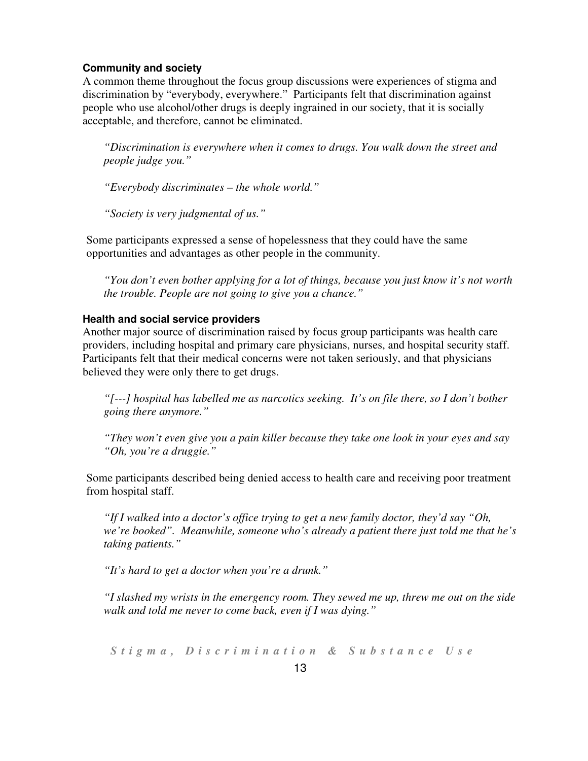### Community and society

A common theme throughout the focus group discussions were experiences of stigma and discrimination by "everybody, everywhere." Participants felt that discrimination against people who use alcohol/other drugs is deeply ingrained in our society, that it is socially acceptable, and therefore, cannot be eliminated.

> *"Discrimination is everywhere when it comes to drugs. You walk down the street and people judge you."*
>
> *"Everybody discriminates – the whole world."*
>
> *"Society is very judgmental of us."*

Some participants expressed a sense of hopelessness that they could have the same opportunities and advantages as other people in the community.

> *"You don't even bother applying for a lot of things, because you just know it's not worth the trouble. People are not going to give you a chance."*

### Health and social service providers

Another major source of discrimination raised by focus group participants was health care providers, including hospital and primary care physicians, nurses, and hospital security staff. Participants felt that their medical concerns were not taken seriously, and that physicians believed they were only there to get drugs.

> *"[---] hospital has labelled me as narcotics seeking. It's on file there, so I don't bother going there anymore."*
>
> *"They won't even give you a pain killer because they take one look in your eyes and say "Oh, you're a druggie."*

Some participants described being denied access to health care and receiving poor treatment from hospital staff.

> *"If I walked into a doctor's office trying to get a new family doctor, they'd say "Oh, we're booked". Meanwhile, someone who's already a patient there just told me that he's taking patients."*
>
> *"It's hard to get a doctor when you're a drunk."*
>
> *"I slashed my wrists in the emergency room. They sewed me up, threw me out on the side walk and told me never to come back, even if I was dying."*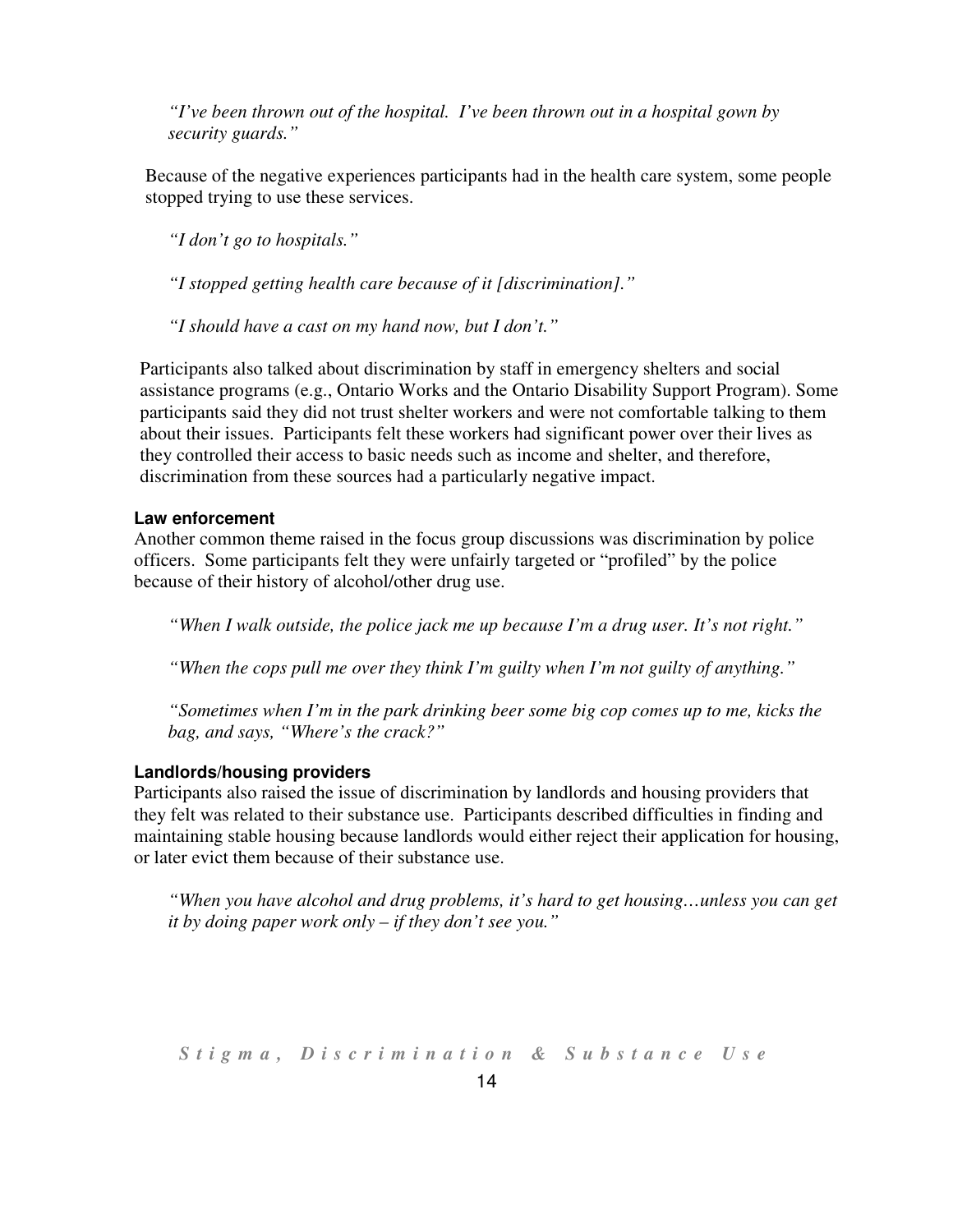*"I've been thrown out of the hospital. I've been thrown out in a hospital gown by security guards."*

Because of the negative experiences participants had in the health care system, some people stopped trying to use these services.

*"I don't go to hospitals."*

*"I stopped getting health care because of it [discrimination]."*

*"I should have a cast on my hand now, but I don't."*

Participants also talked about discrimination by staff in emergency shelters and social assistance programs (e.g., Ontario Works and the Ontario Disability Support Program). Some participants said they did not trust shelter workers and were not comfortable talking to them about their issues. Participants felt these workers had significant power over their lives as they controlled their access to basic needs such as income and shelter, and therefore, discrimination from these sources had a particularly negative impact.

#### Law enforcement

Another common theme raised in the focus group discussions was discrimination by police officers. Some participants felt they were unfairly targeted or "profiled" by the police because of their history of alcohol/other drug use.

*"When I walk outside, the police jack me up because I'm a drug user. It's not right."*

*"When the cops pull me over they think I'm guilty when I'm not guilty of anything."*

*"Sometimes when I'm in the park drinking beer some big cop comes up to me, kicks the bag, and says, "Where's the crack?"*

#### Landlords/housing providers

Participants also raised the issue of discrimination by landlords and housing providers that they felt was related to their substance use. Participants described difficulties in finding and maintaining stable housing because landlords would either reject their application for housing, or later evict them because of their substance use.

*"When you have alcohol and drug problems, it's hard to get housing…unless you can get it by doing paper work only – if they don't see you."*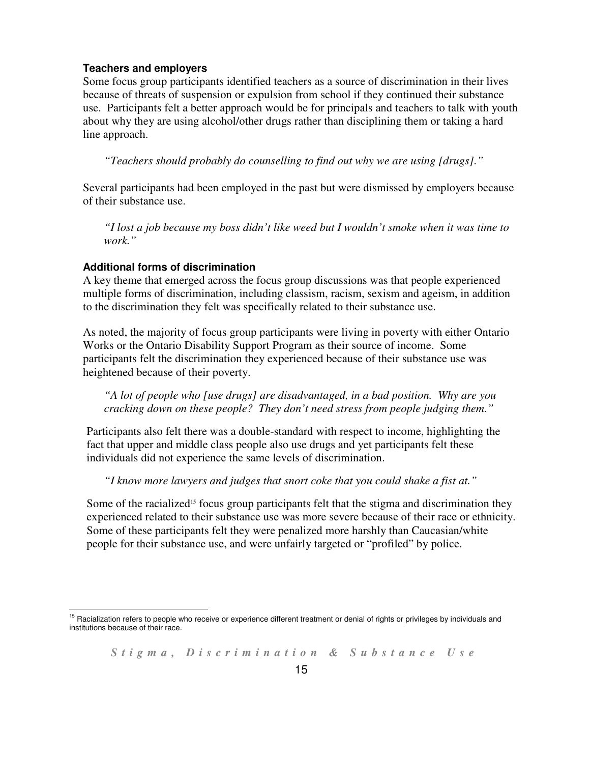### Teachers and employers

Some focus group participants identified teachers as a source of discrimination in their lives because of threats of suspension or expulsion from school if they continued their substance use. Participants felt a better approach would be for principals and teachers to talk with youth about why they are using alcohol/other drugs rather than disciplining them or taking a hard line approach.

> *"Teachers should probably do counselling to find out why we are using [drugs]."*

Several participants had been employed in the past but were dismissed by employers because of their substance use.

> *"I lost a job because my boss didn't like weed but I wouldn't smoke when it was time to work."*

### Additional forms of discrimination

A key theme that emerged across the focus group discussions was that people experienced multiple forms of discrimination, including classism, racism, sexism and ageism, in addition to the discrimination they felt was specifically related to their substance use.

As noted, the majority of focus group participants were living in poverty with either Ontario Works or the Ontario Disability Support Program as their source of income. Some participants felt the discrimination they experienced because of their substance use was heightened because of their poverty.

> *"A lot of people who [use drugs] are disadvantaged, in a bad position. Why are you cracking down on these people? They don't need stress from people judging them."*

Participants also felt there was a double-standard with respect to income, highlighting the fact that upper and middle class people also use drugs and yet participants felt these individuals did not experience the same levels of discrimination.

> *"I know more lawyers and judges that snort coke that you could shake a fist at."*

Some of the racialized[15] focus group participants felt that the stigma and discrimination they experienced related to their substance use was more severe because of their race or ethnicity. Some of these participants felt they were penalized more harshly than Caucasian/white people for their substance use, and were unfairly targeted or "profiled" by police.

---

[15] Racialization refers to people who receive or experience different treatment or denial of rights or privileges by individuals and institutions because of their race.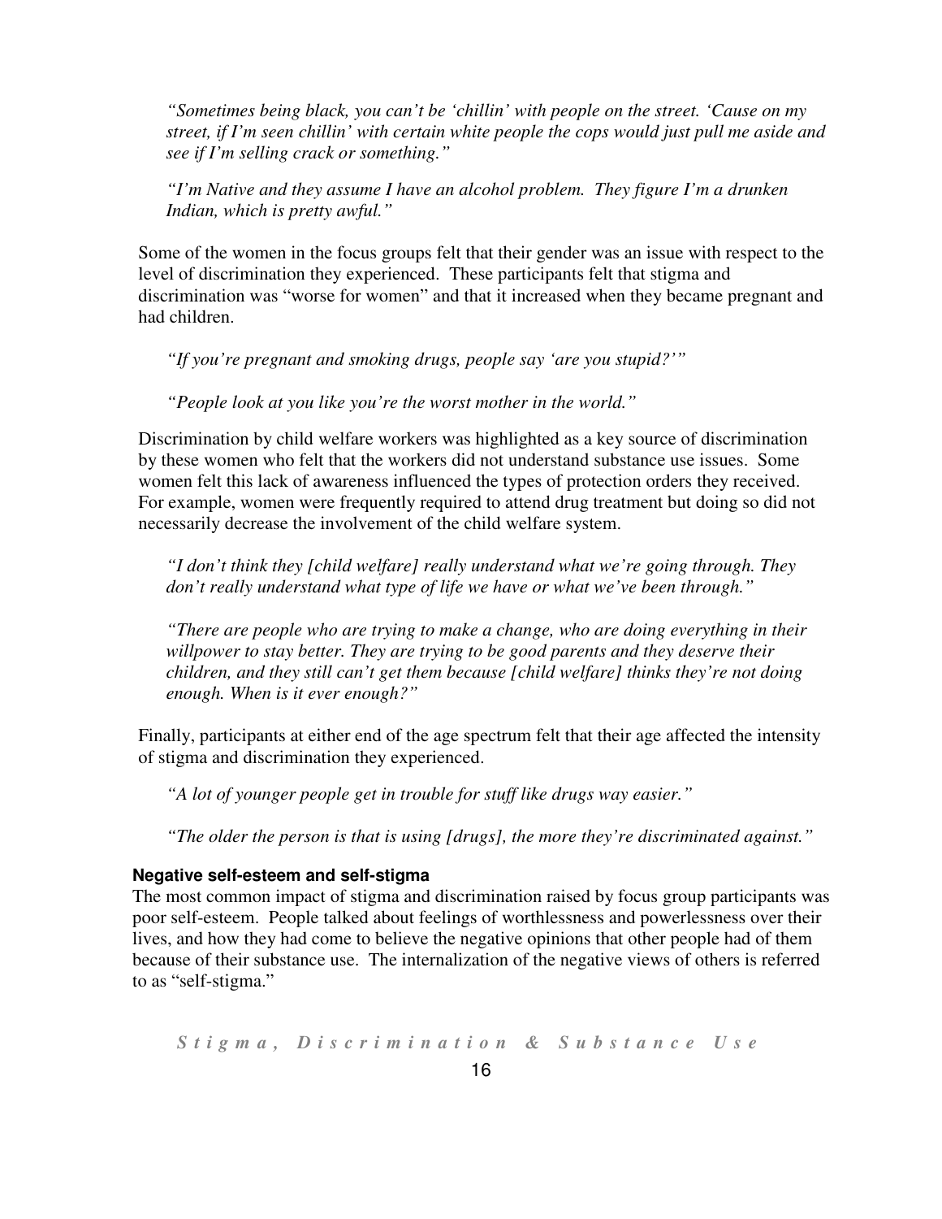*"Sometimes being black, you can't be 'chillin' with people on the street. 'Cause on my street, if I'm seen chillin' with certain white people the cops would just pull me aside and see if I'm selling crack or something."*

*"I'm Native and they assume I have an alcohol problem. They figure I'm a drunken Indian, which is pretty awful."*

Some of the women in the focus groups felt that their gender was an issue with respect to the level of discrimination they experienced. These participants felt that stigma and discrimination was "worse for women" and that it increased when they became pregnant and had children.

*"If you're pregnant and smoking drugs, people say 'are you stupid?'"*

*"People look at you like you're the worst mother in the world."*

Discrimination by child welfare workers was highlighted as a key source of discrimination by these women who felt that the workers did not understand substance use issues. Some women felt this lack of awareness influenced the types of protection orders they received. For example, women were frequently required to attend drug treatment but doing so did not necessarily decrease the involvement of the child welfare system.

*"I don't think they [child welfare] really understand what we're going through. They don't really understand what type of life we have or what we've been through."*

*"There are people who are trying to make a change, who are doing everything in their willpower to stay better. They are trying to be good parents and they deserve their children, and they still can't get them because [child welfare] thinks they're not doing enough. When is it ever enough?"*

Finally, participants at either end of the age spectrum felt that their age affected the intensity of stigma and discrimination they experienced.

*"A lot of younger people get in trouble for stuff like drugs way easier."*

*"The older the person is that is using [drugs], the more they're discriminated against."*

### Negative self-esteem and self-stigma

The most common impact of stigma and discrimination raised by focus group participants was poor self-esteem. People talked about feelings of worthlessness and powerlessness over their lives, and how they had come to believe the negative opinions that other people had of them because of their substance use. The internalization of the negative views of others is referred to as "self-stigma."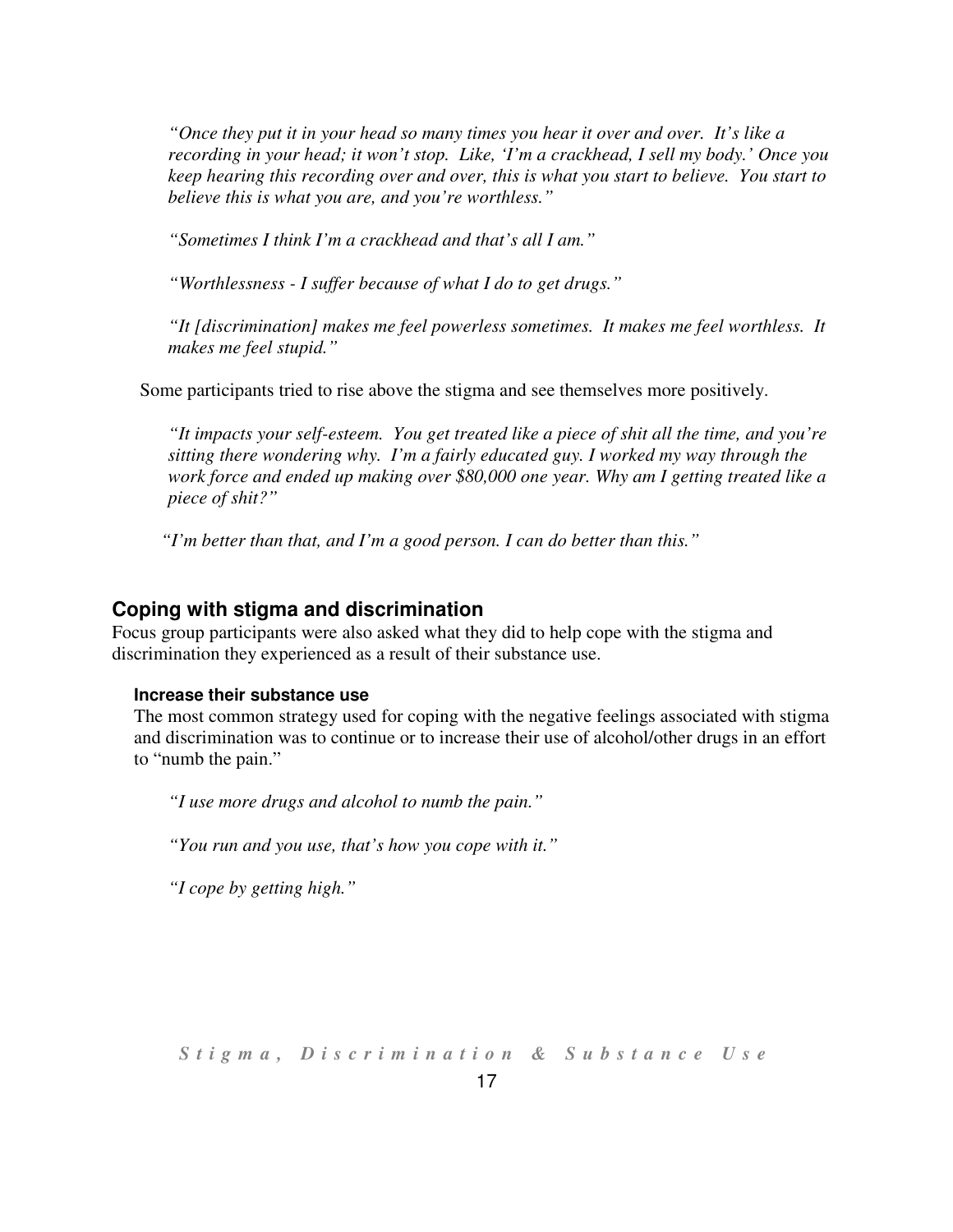*"Once they put it in your head so many times you hear it over and over. It's like a recording in your head; it won't stop. Like, 'I'm a crackhead, I sell my body.' Once you keep hearing this recording over and over, this is what you start to believe. You start to believe this is what you are, and you're worthless."*

*"Sometimes I think I'm a crackhead and that's all I am."*

*"Worthlessness - I suffer because of what I do to get drugs."*

*"It [discrimination] makes me feel powerless sometimes. It makes me feel worthless. It makes me feel stupid."*

Some participants tried to rise above the stigma and see themselves more positively.

*"It impacts your self-esteem. You get treated like a piece of shit all the time, and you're sitting there wondering why. I'm a fairly educated guy. I worked my way through the work force and ended up making over $80,000 one year. Why am I getting treated like a piece of shit?"*

*"I'm better than that, and I'm a good person. I can do better than this."*

## Coping with stigma and discrimination

Focus group participants were also asked what they did to help cope with the stigma and discrimination they experienced as a result of their substance use.

### Increase their substance use

The most common strategy used for coping with the negative feelings associated with stigma and discrimination was to continue or to increase their use of alcohol/other drugs in an effort to "numb the pain."

*"I use more drugs and alcohol to numb the pain."*

*"You run and you use, that's how you cope with it."*

*"I cope by getting high."*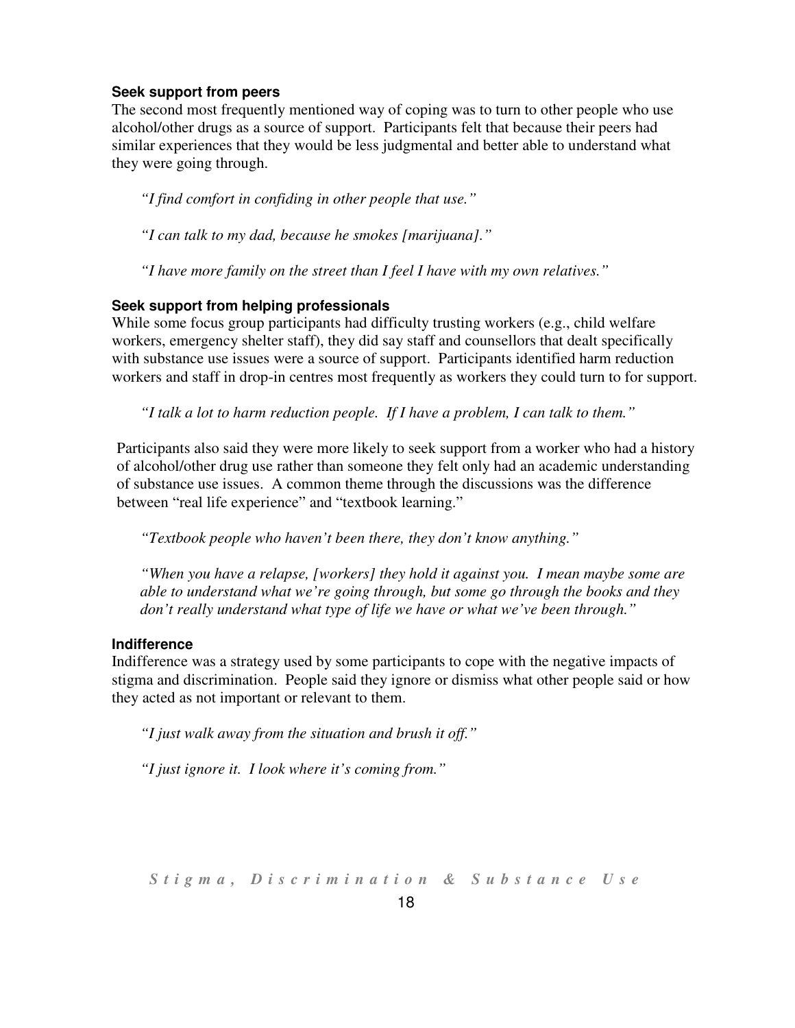### Seek support from peers

The second most frequently mentioned way of coping was to turn to other people who use alcohol/other drugs as a source of support. Participants felt that because their peers had similar experiences that they would be less judgmental and better able to understand what they were going through.

> *"I find comfort in confiding in other people that use."*
>
> *"I can talk to my dad, because he smokes [marijuana]."*
>
> *"I have more family on the street than I feel I have with my own relatives."*

### Seek support from helping professionals

While some focus group participants had difficulty trusting workers (e.g., child welfare workers, emergency shelter staff), they did say staff and counsellors that dealt specifically with substance use issues were a source of support. Participants identified harm reduction workers and staff in drop-in centres most frequently as workers they could turn to for support.

> *"I talk a lot to harm reduction people. If I have a problem, I can talk to them."*

Participants also said they were more likely to seek support from a worker who had a history of alcohol/other drug use rather than someone they felt only had an academic understanding of substance use issues. A common theme through the discussions was the difference between "real life experience" and "textbook learning."

> *"Textbook people who haven't been there, they don't know anything."*
>
> *"When you have a relapse, [workers] they hold it against you. I mean maybe some are able to understand what we're going through, but some go through the books and they don't really understand what type of life we have or what we've been through."*

### Indifference

Indifference was a strategy used by some participants to cope with the negative impacts of stigma and discrimination. People said they ignore or dismiss what other people said or how they acted as not important or relevant to them.

> *"I just walk away from the situation and brush it off."*
>
> *"I just ignore it. I look where it's coming from."*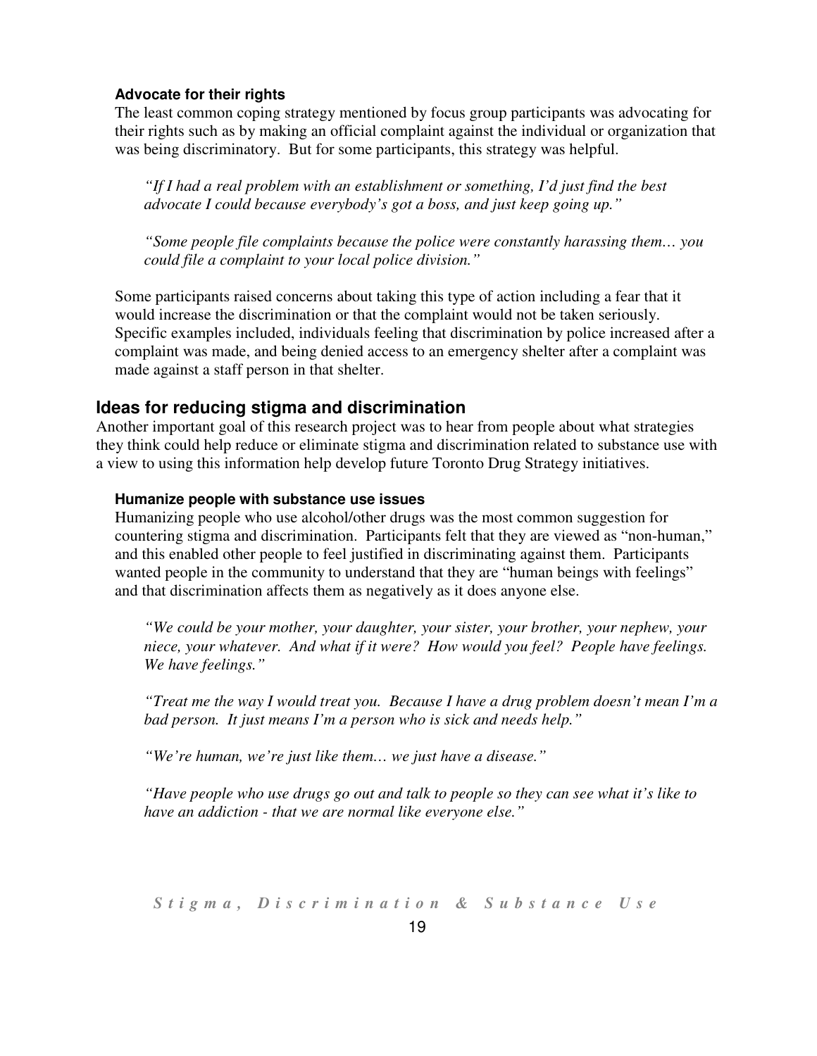### Advocate for their rights

The least common coping strategy mentioned by focus group participants was advocating for their rights such as by making an official complaint against the individual or organization that was being discriminatory. But for some participants, this strategy was helpful.

> *"If I had a real problem with an establishment or something, I'd just find the best advocate I could because everybody's got a boss, and just keep going up."*

> *"Some people file complaints because the police were constantly harassing them… you could file a complaint to your local police division."*

Some participants raised concerns about taking this type of action including a fear that it would increase the discrimination or that the complaint would not be taken seriously. Specific examples included, individuals feeling that discrimination by police increased after a complaint was made, and being denied access to an emergency shelter after a complaint was made against a staff person in that shelter.

## Ideas for reducing stigma and discrimination

Another important goal of this research project was to hear from people about what strategies they think could help reduce or eliminate stigma and discrimination related to substance use with a view to using this information help develop future Toronto Drug Strategy initiatives.

### Humanize people with substance use issues

Humanizing people who use alcohol/other drugs was the most common suggestion for countering stigma and discrimination. Participants felt that they are viewed as "non-human," and this enabled other people to feel justified in discriminating against them. Participants wanted people in the community to understand that they are "human beings with feelings" and that discrimination affects them as negatively as it does anyone else.

> *"We could be your mother, your daughter, your sister, your brother, your nephew, your niece, your whatever. And what if it were? How would you feel? People have feelings. We have feelings."*

> *"Treat me the way I would treat you. Because I have a drug problem doesn't mean I'm a bad person. It just means I'm a person who is sick and needs help."*

> *"We're human, we're just like them… we just have a disease."*

> *"Have people who use drugs go out and talk to people so they can see what it's like to have an addiction - that we are normal like everyone else."*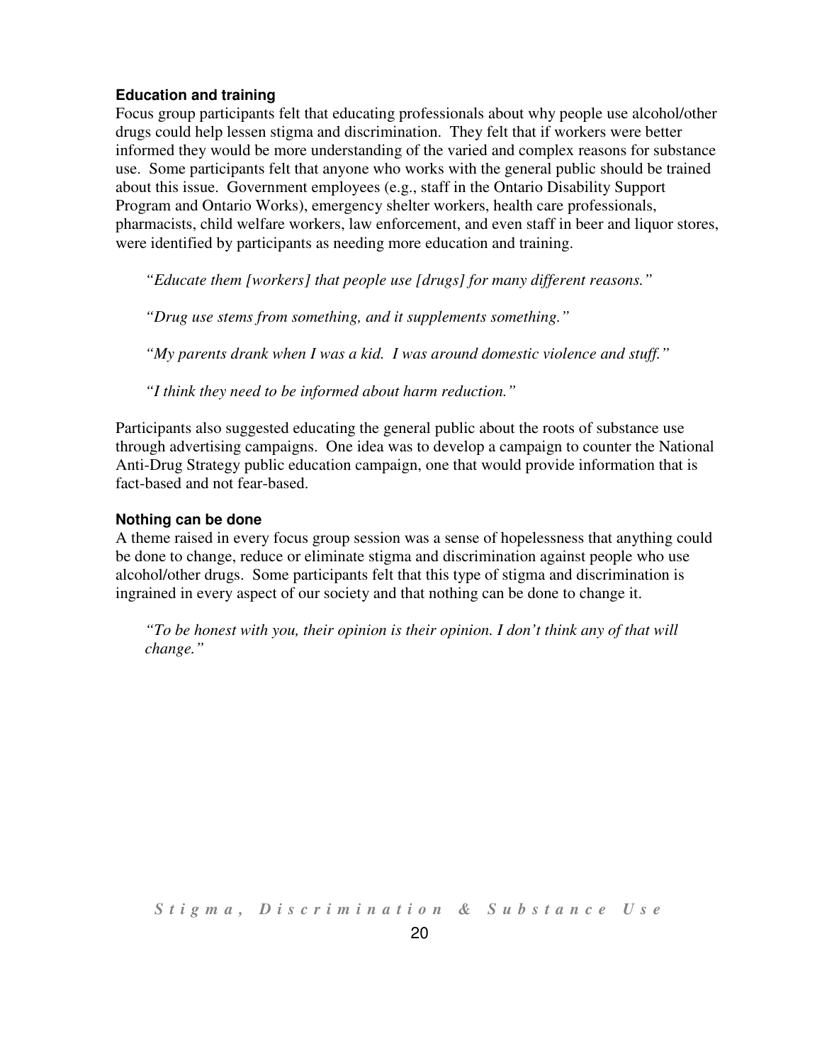### Education and training

Focus group participants felt that educating professionals about why people use alcohol/other drugs could help lessen stigma and discrimination. They felt that if workers were better informed they would be more understanding of the varied and complex reasons for substance use. Some participants felt that anyone who works with the general public should be trained about this issue. Government employees (e.g., staff in the Ontario Disability Support Program and Ontario Works), emergency shelter workers, health care professionals, pharmacists, child welfare workers, law enforcement, and even staff in beer and liquor stores, were identified by participants as needing more education and training.

> *"Educate them [workers] that people use [drugs] for many different reasons."*
>
> *"Drug use stems from something, and it supplements something."*
>
> *"My parents drank when I was a kid. I was around domestic violence and stuff."*
>
> *"I think they need to be informed about harm reduction."*

Participants also suggested educating the general public about the roots of substance use through advertising campaigns. One idea was to develop a campaign to counter the National Anti-Drug Strategy public education campaign, one that would provide information that is fact-based and not fear-based.

### Nothing can be done

A theme raised in every focus group session was a sense of hopelessness that anything could be done to change, reduce or eliminate stigma and discrimination against people who use alcohol/other drugs. Some participants felt that this type of stigma and discrimination is ingrained in every aspect of our society and that nothing can be done to change it.

> *"To be honest with you, their opinion is their opinion. I don't think any of that will change."*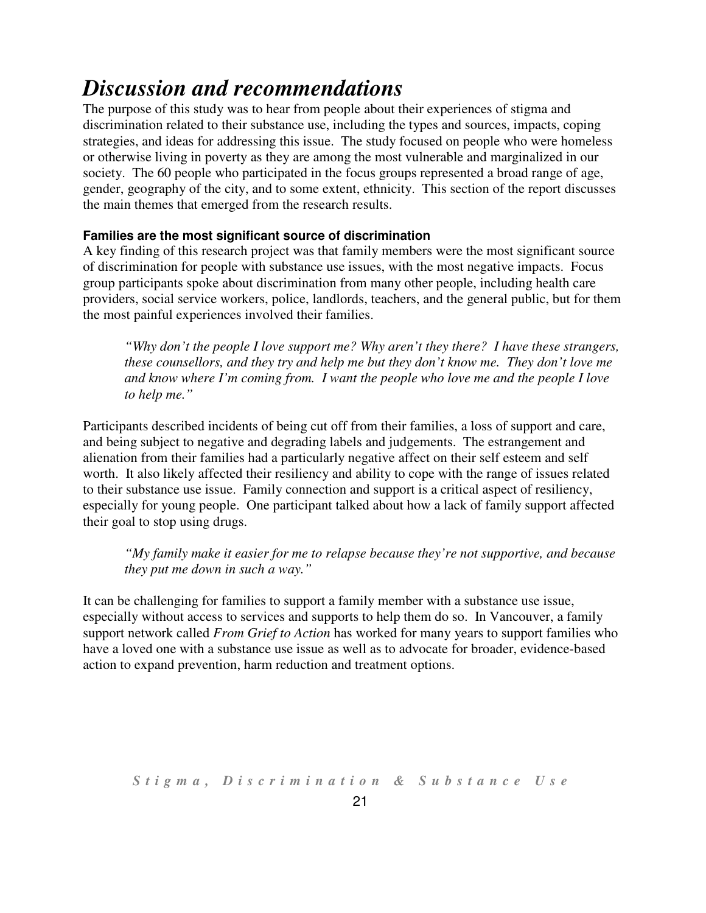# *Discussion and recommendations*

The purpose of this study was to hear from people about their experiences of stigma and discrimination related to their substance use, including the types and sources, impacts, coping strategies, and ideas for addressing this issue. The study focused on people who were homeless or otherwise living in poverty as they are among the most vulnerable and marginalized in our society. The 60 people who participated in the focus groups represented a broad range of age, gender, geography of the city, and to some extent, ethnicity. This section of the report discusses the main themes that emerged from the research results.

### Families are the most significant source of discrimination

A key finding of this research project was that family members were the most significant source of discrimination for people with substance use issues, with the most negative impacts. Focus group participants spoke about discrimination from many other people, including health care providers, social service workers, police, landlords, teachers, and the general public, but for them the most painful experiences involved their families.

> *"Why don't the people I love support me? Why aren't they there? I have these strangers, these counsellors, and they try and help me but they don't know me. They don't love me and know where I'm coming from. I want the people who love me and the people I love to help me."*

Participants described incidents of being cut off from their families, a loss of support and care, and being subject to negative and degrading labels and judgements. The estrangement and alienation from their families had a particularly negative affect on their self esteem and self worth. It also likely affected their resiliency and ability to cope with the range of issues related to their substance use issue. Family connection and support is a critical aspect of resiliency, especially for young people. One participant talked about how a lack of family support affected their goal to stop using drugs.

> *"My family make it easier for me to relapse because they're not supportive, and because they put me down in such a way."*

It can be challenging for families to support a family member with a substance use issue, especially without access to services and supports to help them do so. In Vancouver, a family support network called *From Grief to Action* has worked for many years to support families who have a loved one with a substance use issue as well as to advocate for broader, evidence-based action to expand prevention, harm reduction and treatment options.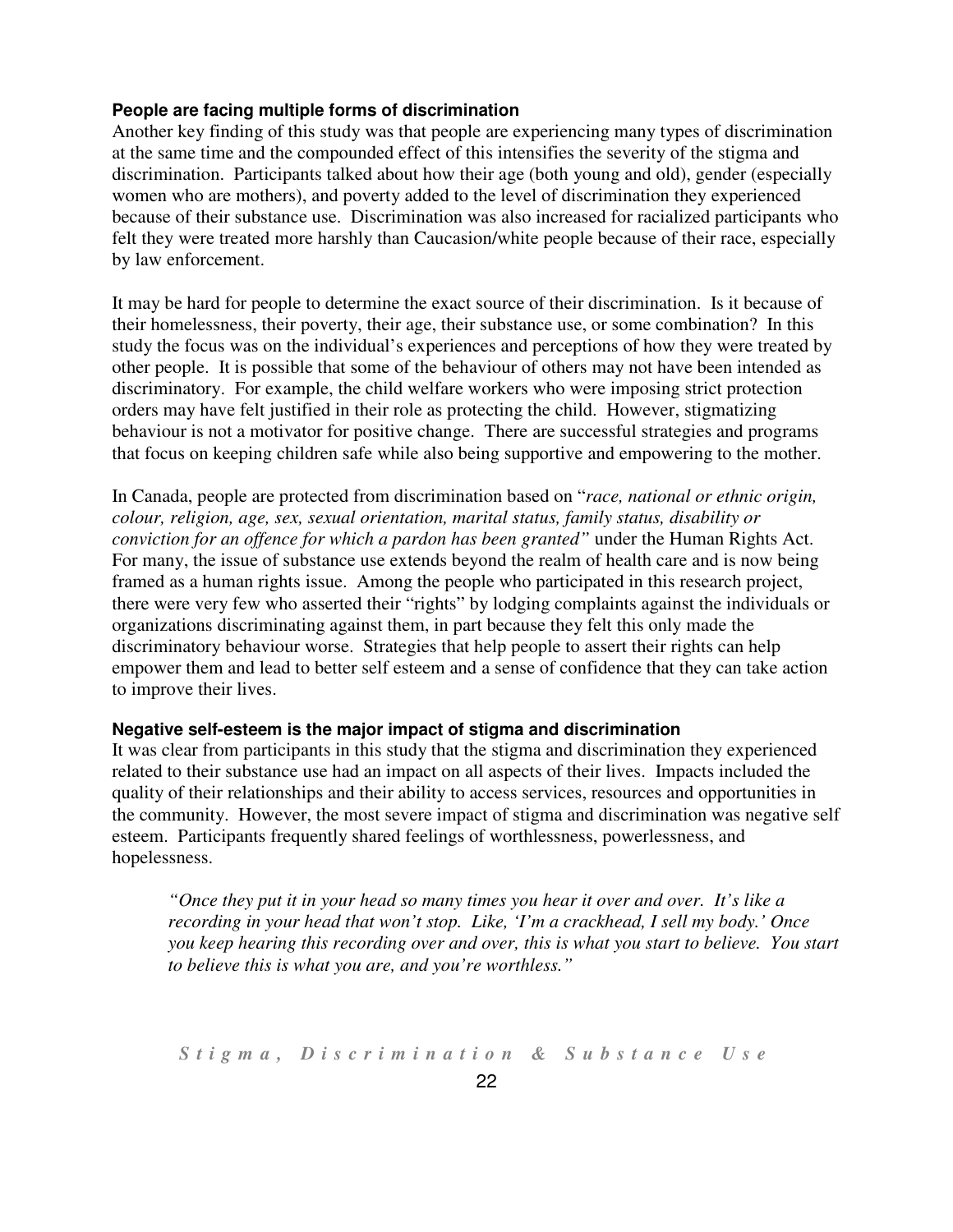### People are facing multiple forms of discrimination

Another key finding of this study was that people are experiencing many types of discrimination at the same time and the compounded effect of this intensifies the severity of the stigma and discrimination. Participants talked about how their age (both young and old), gender (especially women who are mothers), and poverty added to the level of discrimination they experienced because of their substance use. Discrimination was also increased for racialized participants who felt they were treated more harshly than Caucasion/white people because of their race, especially by law enforcement.

It may be hard for people to determine the exact source of their discrimination. Is it because of their homelessness, their poverty, their age, their substance use, or some combination? In this study the focus was on the individual's experiences and perceptions of how they were treated by other people. It is possible that some of the behaviour of others may not have been intended as discriminatory. For example, the child welfare workers who were imposing strict protection orders may have felt justified in their role as protecting the child. However, stigmatizing behaviour is not a motivator for positive change. There are successful strategies and programs that focus on keeping children safe while also being supportive and empowering to the mother.

In Canada, people are protected from discrimination based on "*race, national or ethnic origin, colour, religion, age, sex, sexual orientation, marital status, family status, disability or conviction for an offence for which a pardon has been granted"* under the Human Rights Act. For many, the issue of substance use extends beyond the realm of health care and is now being framed as a human rights issue. Among the people who participated in this research project, there were very few who asserted their "rights" by lodging complaints against the individuals or organizations discriminating against them, in part because they felt this only made the discriminatory behaviour worse. Strategies that help people to assert their rights can help empower them and lead to better self esteem and a sense of confidence that they can take action to improve their lives.

### Negative self-esteem is the major impact of stigma and discrimination

It was clear from participants in this study that the stigma and discrimination they experienced related to their substance use had an impact on all aspects of their lives. Impacts included the quality of their relationships and their ability to access services, resources and opportunities in the community. However, the most severe impact of stigma and discrimination was negative self esteem. Participants frequently shared feelings of worthlessness, powerlessness, and hopelessness.

> *"Once they put it in your head so many times you hear it over and over. It's like a recording in your head that won't stop. Like, 'I'm a crackhead, I sell my body.' Once you keep hearing this recording over and over, this is what you start to believe. You start to believe this is what you are, and you're worthless."*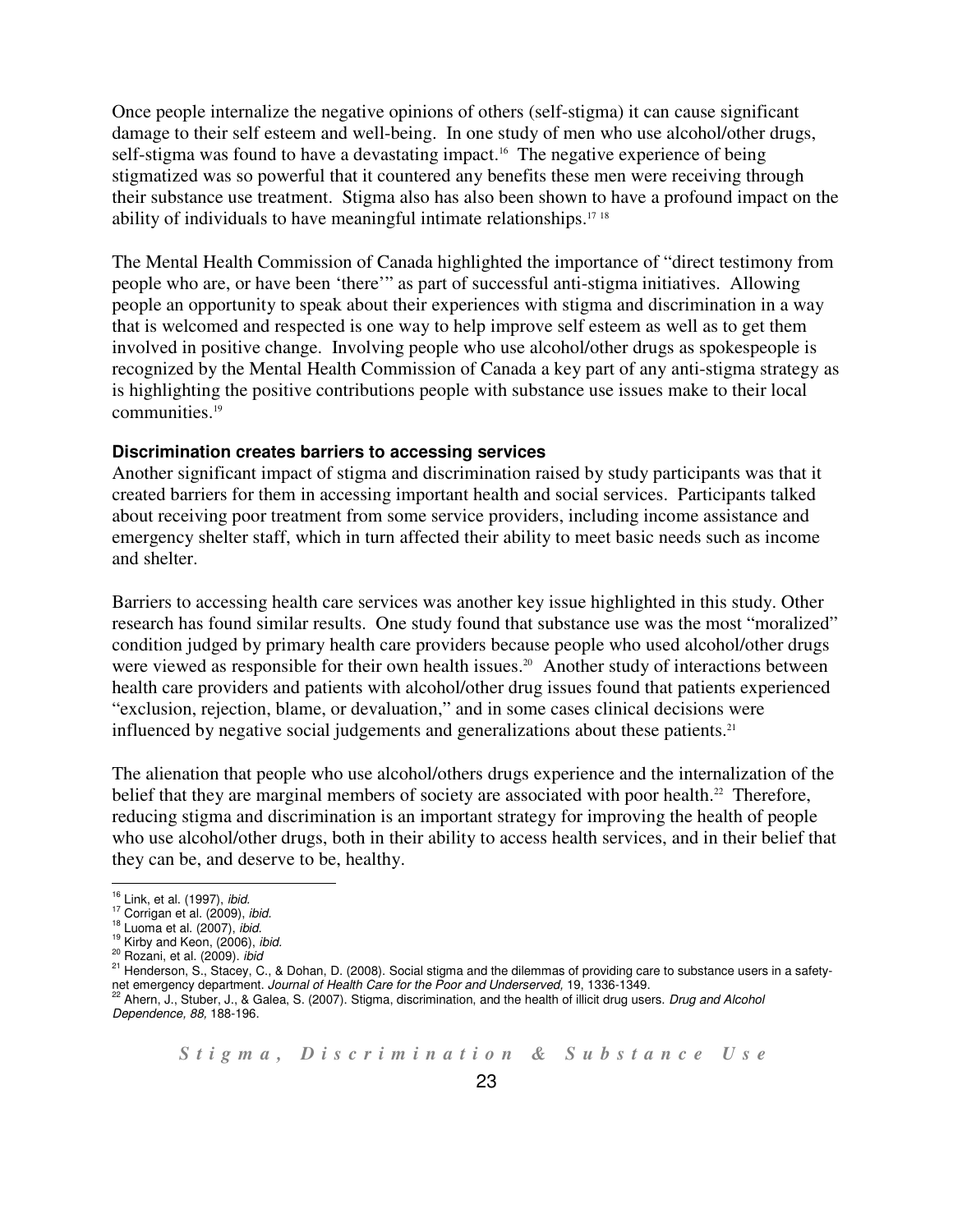Once people internalize the negative opinions of others (self-stigma) it can cause significant damage to their self esteem and well-being. In one study of men who use alcohol/other drugs, self-stigma was found to have a devastating impact.[16] The negative experience of being stigmatized was so powerful that it countered any benefits these men were receiving through their substance use treatment. Stigma also has also been shown to have a profound impact on the ability of individuals to have meaningful intimate relationships.[17 18]

The Mental Health Commission of Canada highlighted the importance of "direct testimony from people who are, or have been 'there'" as part of successful anti-stigma initiatives. Allowing people an opportunity to speak about their experiences with stigma and discrimination in a way that is welcomed and respected is one way to help improve self esteem as well as to get them involved in positive change. Involving people who use alcohol/other drugs as spokespeople is recognized by the Mental Health Commission of Canada a key part of any anti-stigma strategy as is highlighting the positive contributions people with substance use issues make to their local communities.[19]

#### Discrimination creates barriers to accessing services

Another significant impact of stigma and discrimination raised by study participants was that it created barriers for them in accessing important health and social services. Participants talked about receiving poor treatment from some service providers, including income assistance and emergency shelter staff, which in turn affected their ability to meet basic needs such as income and shelter.

Barriers to accessing health care services was another key issue highlighted in this study. Other research has found similar results. One study found that substance use was the most "moralized" condition judged by primary health care providers because people who used alcohol/other drugs were viewed as responsible for their own health issues.[20] Another study of interactions between health care providers and patients with alcohol/other drug issues found that patients experienced "exclusion, rejection, blame, or devaluation," and in some cases clinical decisions were influenced by negative social judgements and generalizations about these patients.[21]

The alienation that people who use alcohol/others drugs experience and the internalization of the belief that they are marginal members of society are associated with poor health.[22] Therefore, reducing stigma and discrimination is an important strategy for improving the health of people who use alcohol/other drugs, both in their ability to access health services, and in their belief that they can be, and deserve to be, healthy.

---

[16] Link, et al. (1997), *ibid.*
[17] Corrigan et al. (2009), *ibid.*
[18] Luoma et al. (2007), *ibid.*
[19] Kirby and Keon, (2006), *ibid.*
[20] Rozani, et al. (2009). *ibid*
[21] Henderson, S., Stacey, C., & Dohan, D. (2008). Social stigma and the dilemmas of providing care to substance users in a safety-net emergency department. *Journal of Health Care for the Poor and Underserved,* 19, 1336-1349.
[22] Ahern, J., Stuber, J., & Galea, S. (2007). Stigma, discrimination, and the health of illicit drug users. *Drug and Alcohol Dependence, 88,* 188-196.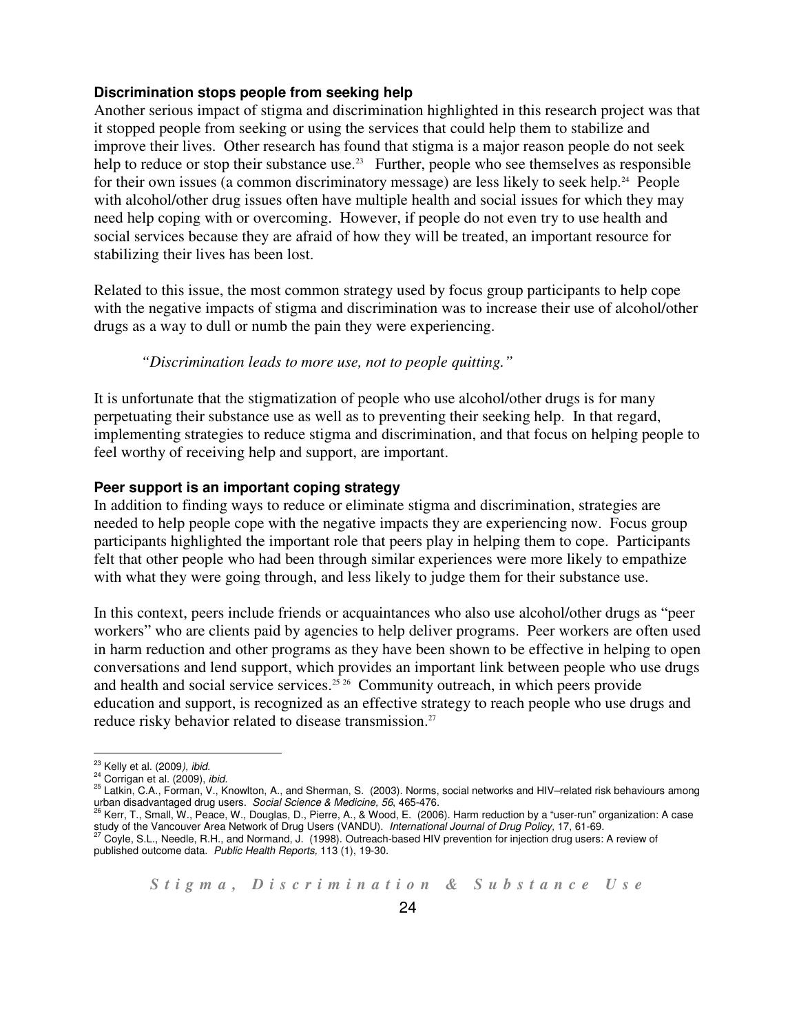**Discrimination stops people from seeking help**

Another serious impact of stigma and discrimination highlighted in this research project was that it stopped people from seeking or using the services that could help them to stabilize and improve their lives. Other research has found that stigma is a major reason people do not seek help to reduce or stop their substance use.[23] Further, people who see themselves as responsible for their own issues (a common discriminatory message) are less likely to seek help.[24] People with alcohol/other drug issues often have multiple health and social issues for which they may need help coping with or overcoming. However, if people do not even try to use health and social services because they are afraid of how they will be treated, an important resource for stabilizing their lives has been lost.

Related to this issue, the most common strategy used by focus group participants to help cope with the negative impacts of stigma and discrimination was to increase their use of alcohol/other drugs as a way to dull or numb the pain they were experiencing.

> *"Discrimination leads to more use, not to people quitting."*

It is unfortunate that the stigmatization of people who use alcohol/other drugs is for many perpetuating their substance use as well as to preventing their seeking help. In that regard, implementing strategies to reduce stigma and discrimination, and that focus on helping people to feel worthy of receiving help and support, are important.

**Peer support is an important coping strategy**

In addition to finding ways to reduce or eliminate stigma and discrimination, strategies are needed to help people cope with the negative impacts they are experiencing now. Focus group participants highlighted the important role that peers play in helping them to cope. Participants felt that other people who had been through similar experiences were more likely to empathize with what they were going through, and less likely to judge them for their substance use.

In this context, peers include friends or acquaintances who also use alcohol/other drugs as "peer workers" who are clients paid by agencies to help deliver programs. Peer workers are often used in harm reduction and other programs as they have been shown to be effective in helping to open conversations and lend support, which provides an important link between people who use drugs and health and social service services.[25] [26] Community outreach, in which peers provide education and support, is recognized as an effective strategy to reach people who use drugs and reduce risky behavior related to disease transmission.[27]

---

[23] Kelly et al. (2009*), ibid.*

[24] Corrigan et al. (2009), *ibid.*

[25] Latkin, C.A., Forman, V., Knowlton, A., and Sherman, S. (2003). Norms, social networks and HIV–related risk behaviours among urban disadvantaged drug users. *Social Science & Medicine, 56*, 465-476.

[26] Kerr, T., Small, W., Peace, W., Douglas, D., Pierre, A., & Wood, E. (2006). Harm reduction by a "user-run" organization: A case study of the Vancouver Area Network of Drug Users (VANDU). *International Journal of Drug Policy,* 17, 61-69.

[27] Coyle, S.L., Needle, R.H., and Normand, J. (1998). Outreach-based HIV prevention for injection drug users: A review of published outcome data. *Public Health Reports,* 113 (1), 19-30.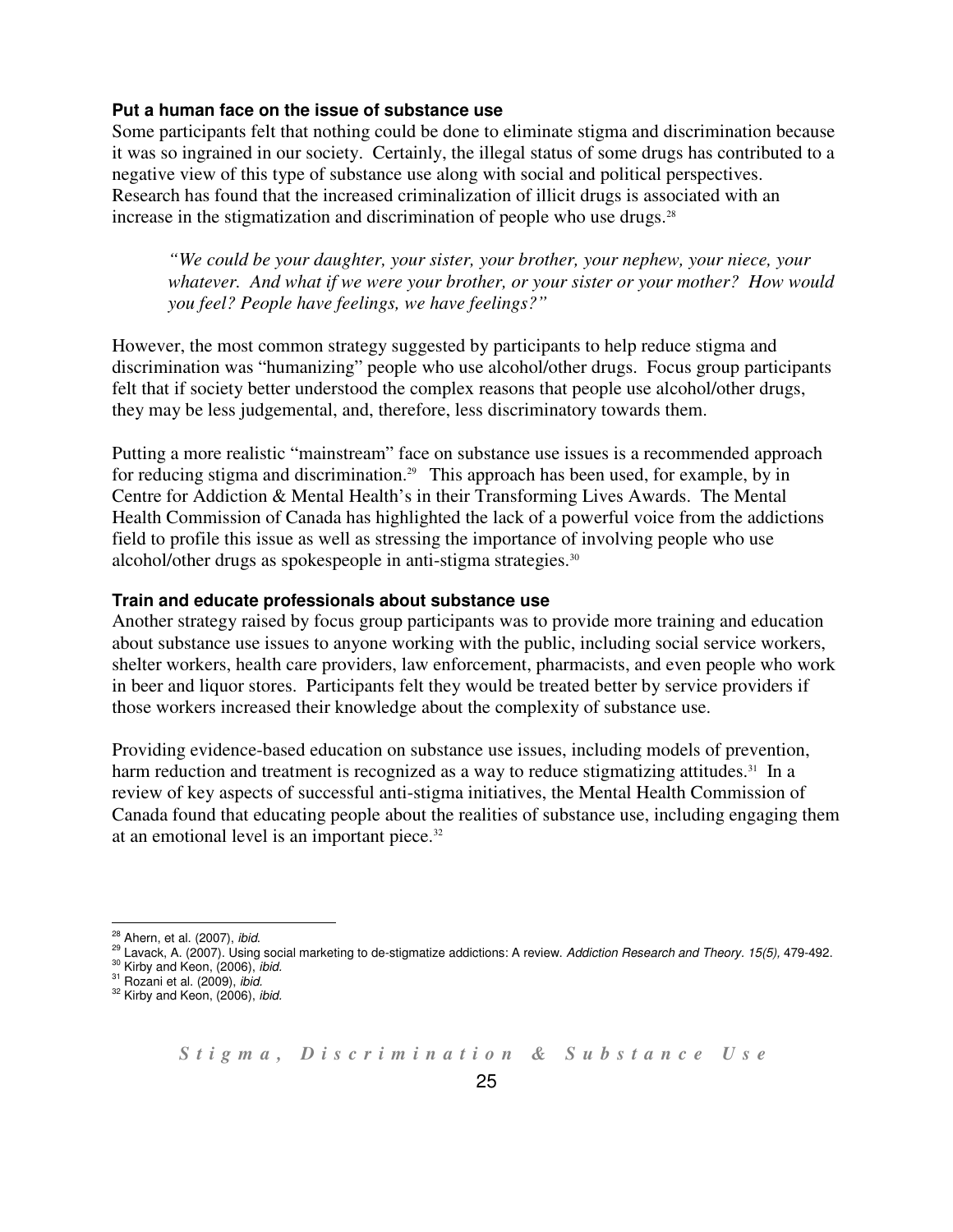### Put a human face on the issue of substance use

Some participants felt that nothing could be done to eliminate stigma and discrimination because it was so ingrained in our society. Certainly, the illegal status of some drugs has contributed to a negative view of this type of substance use along with social and political perspectives. Research has found that the increased criminalization of illicit drugs is associated with an increase in the stigmatization and discrimination of people who use drugs.[28]

> *"We could be your daughter, your sister, your brother, your nephew, your niece, your whatever. And what if we were your brother, or your sister or your mother? How would you feel? People have feelings, we have feelings?"*

However, the most common strategy suggested by participants to help reduce stigma and discrimination was "humanizing" people who use alcohol/other drugs. Focus group participants felt that if society better understood the complex reasons that people use alcohol/other drugs, they may be less judgemental, and, therefore, less discriminatory towards them.

Putting a more realistic "mainstream" face on substance use issues is a recommended approach for reducing stigma and discrimination.[29] This approach has been used, for example, by in Centre for Addiction & Mental Health's in their Transforming Lives Awards. The Mental Health Commission of Canada has highlighted the lack of a powerful voice from the addictions field to profile this issue as well as stressing the importance of involving people who use alcohol/other drugs as spokespeople in anti-stigma strategies.[30]

### Train and educate professionals about substance use

Another strategy raised by focus group participants was to provide more training and education about substance use issues to anyone working with the public, including social service workers, shelter workers, health care providers, law enforcement, pharmacists, and even people who work in beer and liquor stores. Participants felt they would be treated better by service providers if those workers increased their knowledge about the complexity of substance use.

Providing evidence-based education on substance use issues, including models of prevention, harm reduction and treatment is recognized as a way to reduce stigmatizing attitudes.[31] In a review of key aspects of successful anti-stigma initiatives, the Mental Health Commission of Canada found that educating people about the realities of substance use, including engaging them at an emotional level is an important piece.[32]

---

[28] Ahern, et al. (2007), *ibid.*

[29] Lavack, A. (2007). Using social marketing to de-stigmatize addictions: A review. *Addiction Research and Theory. 15(5),* 479-492.

[30] Kirby and Keon, (2006), *ibid.*

[31] Rozani et al. (2009), *ibid.*

[32] Kirby and Keon, (2006), *ibid.*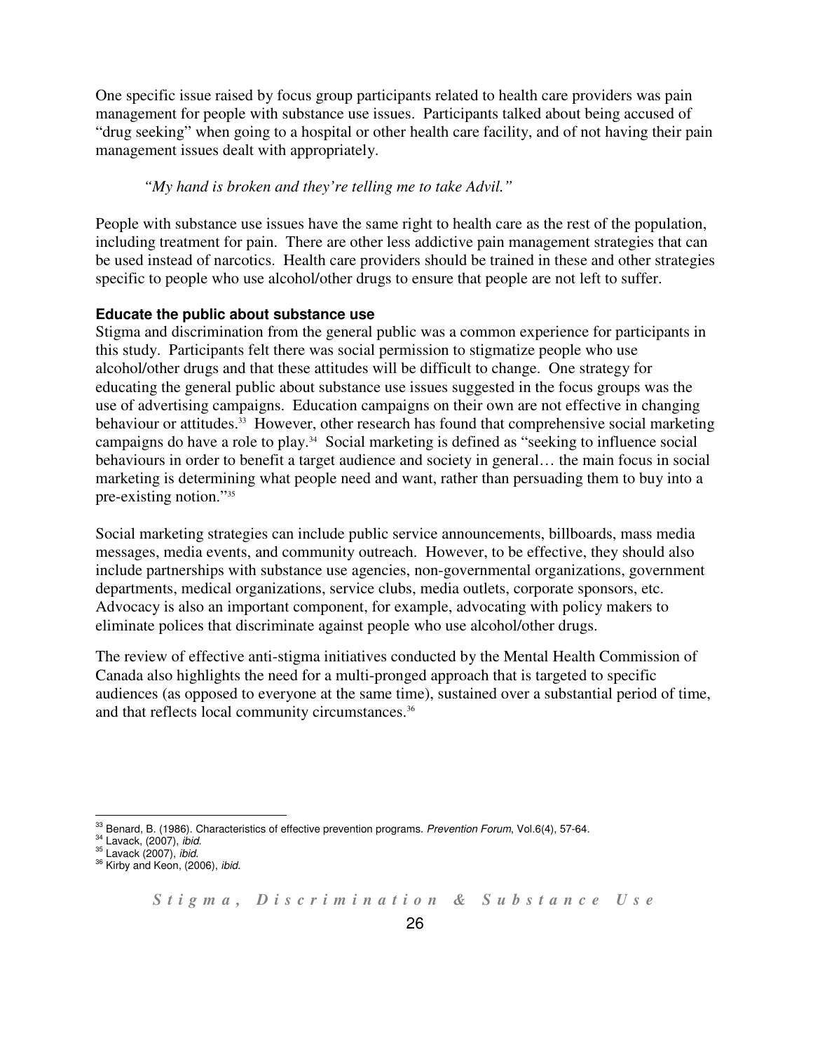One specific issue raised by focus group participants related to health care providers was pain management for people with substance use issues. Participants talked about being accused of "drug seeking" when going to a hospital or other health care facility, and of not having their pain management issues dealt with appropriately.

> *"My hand is broken and they're telling me to take Advil."*

People with substance use issues have the same right to health care as the rest of the population, including treatment for pain. There are other less addictive pain management strategies that can be used instead of narcotics. Health care providers should be trained in these and other strategies specific to people who use alcohol/other drugs to ensure that people are not left to suffer.

#### Educate the public about substance use

Stigma and discrimination from the general public was a common experience for participants in this study. Participants felt there was social permission to stigmatize people who use alcohol/other drugs and that these attitudes will be difficult to change. One strategy for educating the general public about substance use issues suggested in the focus groups was the use of advertising campaigns. Education campaigns on their own are not effective in changing behaviour or attitudes.[33] However, other research has found that comprehensive social marketing campaigns do have a role to play.[34] Social marketing is defined as "seeking to influence social behaviours in order to benefit a target audience and society in general… the main focus in social marketing is determining what people need and want, rather than persuading them to buy into a pre-existing notion."[35]

Social marketing strategies can include public service announcements, billboards, mass media messages, media events, and community outreach. However, to be effective, they should also include partnerships with substance use agencies, non-governmental organizations, government departments, medical organizations, service clubs, media outlets, corporate sponsors, etc. Advocacy is also an important component, for example, advocating with policy makers to eliminate polices that discriminate against people who use alcohol/other drugs.

The review of effective anti-stigma initiatives conducted by the Mental Health Commission of Canada also highlights the need for a multi-pronged approach that is targeted to specific audiences (as opposed to everyone at the same time), sustained over a substantial period of time, and that reflects local community circumstances.[36]

---

[33] Benard, B. (1986). Characteristics of effective prevention programs. *Prevention Forum*, Vol.6(4), 57-64.
[34] Lavack, (2007), *ibid.*
[35] Lavack (2007), *ibid.*
[36] Kirby and Keon, (2006), *ibid.*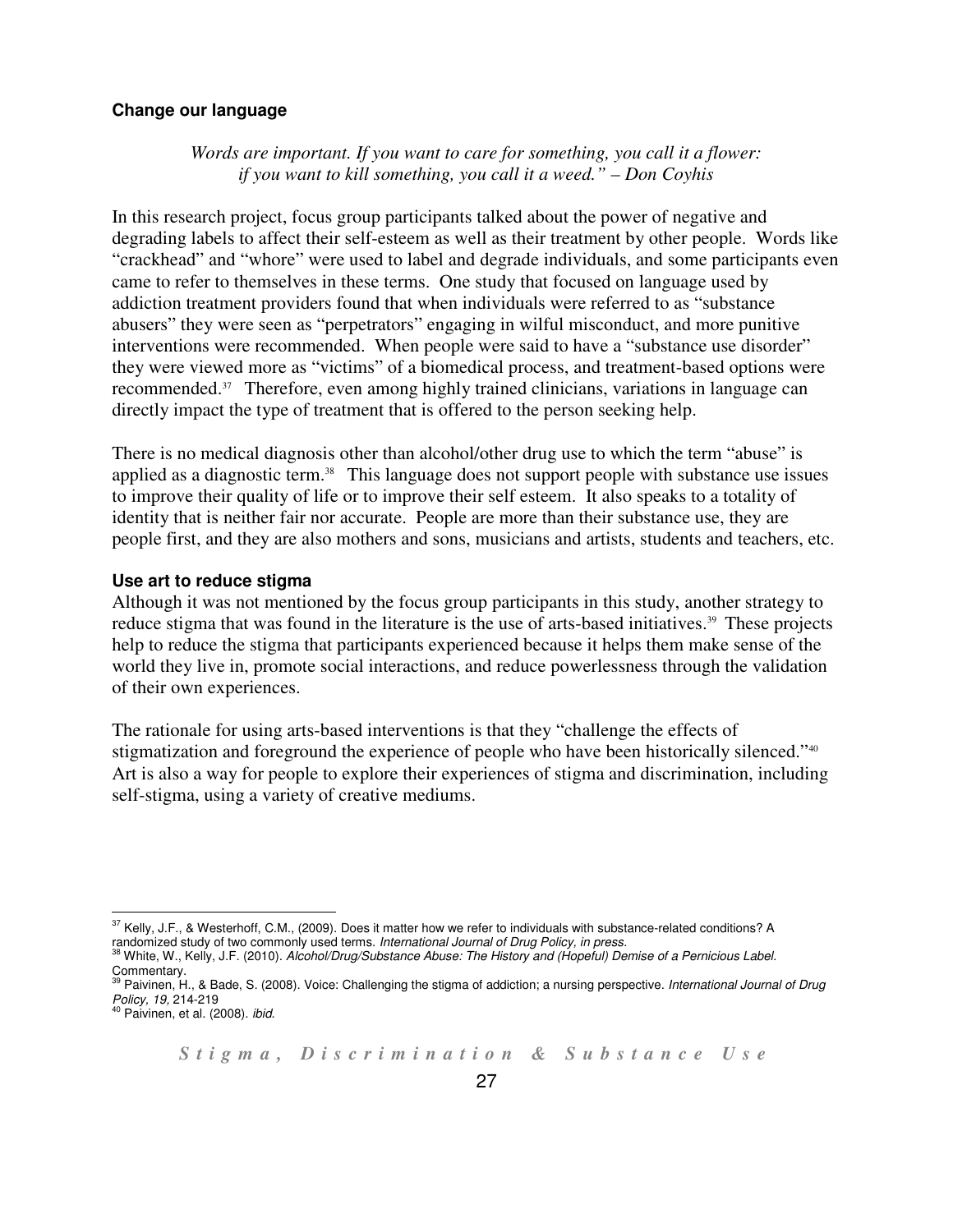### Change our language

*Words are important. If you want to care for something, you call it a flower: if you want to kill something, you call it a weed." – Don Coyhis*

In this research project, focus group participants talked about the power of negative and degrading labels to affect their self-esteem as well as their treatment by other people. Words like "crackhead" and "whore" were used to label and degrade individuals, and some participants even came to refer to themselves in these terms. One study that focused on language used by addiction treatment providers found that when individuals were referred to as "substance abusers" they were seen as "perpetrators" engaging in wilful misconduct, and more punitive interventions were recommended. When people were said to have a "substance use disorder" they were viewed more as "victims" of a biomedical process, and treatment-based options were recommended.[37] Therefore, even among highly trained clinicians, variations in language can directly impact the type of treatment that is offered to the person seeking help.

There is no medical diagnosis other than alcohol/other drug use to which the term "abuse" is applied as a diagnostic term.[38] This language does not support people with substance use issues to improve their quality of life or to improve their self esteem. It also speaks to a totality of identity that is neither fair nor accurate. People are more than their substance use, they are people first, and they are also mothers and sons, musicians and artists, students and teachers, etc.

### Use art to reduce stigma

Although it was not mentioned by the focus group participants in this study, another strategy to reduce stigma that was found in the literature is the use of arts-based initiatives.[39] These projects help to reduce the stigma that participants experienced because it helps them make sense of the world they live in, promote social interactions, and reduce powerlessness through the validation of their own experiences.

The rationale for using arts-based interventions is that they "challenge the effects of stigmatization and foreground the experience of people who have been historically silenced."[40] Art is also a way for people to explore their experiences of stigma and discrimination, including self-stigma, using a variety of creative mediums.

---

[37] Kelly, J.F., & Westerhoff, C.M., (2009). Does it matter how we refer to individuals with substance-related conditions? A randomized study of two commonly used terms. *International Journal of Drug Policy, in press.*

[38] White, W., Kelly, J.F. (2010). *Alcohol/Drug/Substance Abuse: The History and (Hopeful) Demise of a Pernicious Label.* Commentary.

[39] Paivinen, H., & Bade, S. (2008). Voice: Challenging the stigma of addiction; a nursing perspective. *International Journal of Drug Policy, 19,* 214-219

[40] Paivinen, et al. (2008). *ibid.*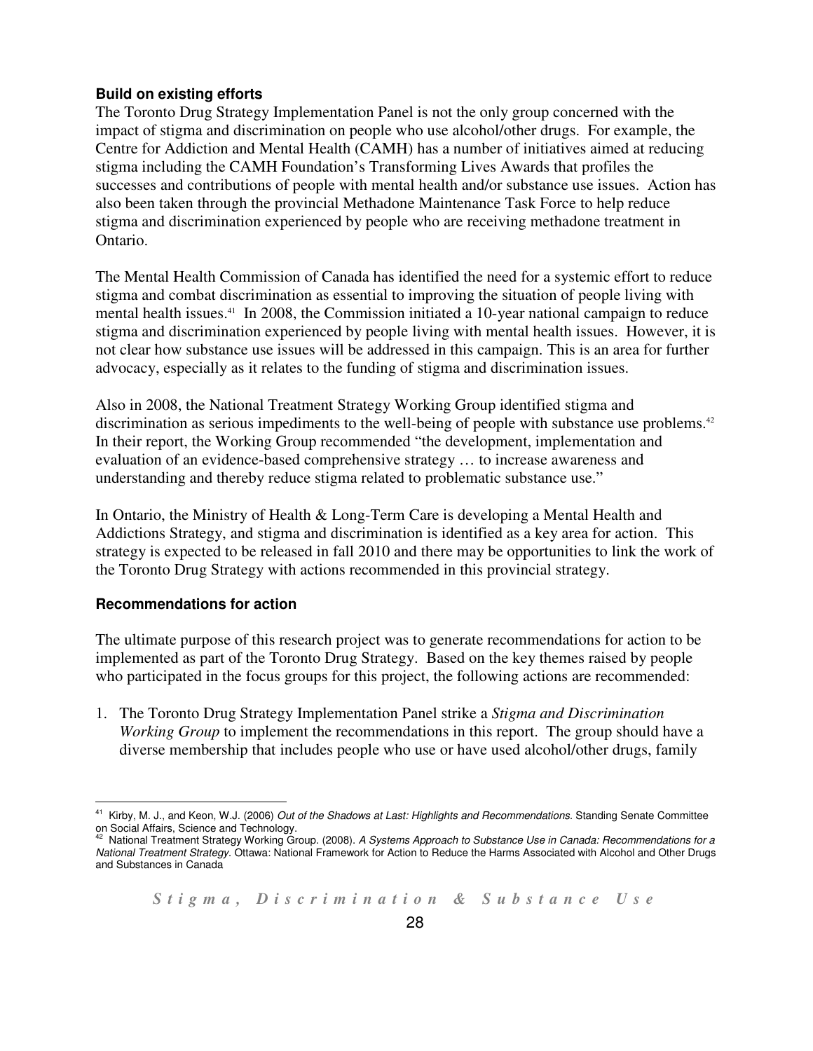### Build on existing efforts

The Toronto Drug Strategy Implementation Panel is not the only group concerned with the impact of stigma and discrimination on people who use alcohol/other drugs. For example, the Centre for Addiction and Mental Health (CAMH) has a number of initiatives aimed at reducing stigma including the CAMH Foundation's Transforming Lives Awards that profiles the successes and contributions of people with mental health and/or substance use issues. Action has also been taken through the provincial Methadone Maintenance Task Force to help reduce stigma and discrimination experienced by people who are receiving methadone treatment in Ontario.

The Mental Health Commission of Canada has identified the need for a systemic effort to reduce stigma and combat discrimination as essential to improving the situation of people living with mental health issues.[41] In 2008, the Commission initiated a 10-year national campaign to reduce stigma and discrimination experienced by people living with mental health issues. However, it is not clear how substance use issues will be addressed in this campaign. This is an area for further advocacy, especially as it relates to the funding of stigma and discrimination issues.

Also in 2008, the National Treatment Strategy Working Group identified stigma and discrimination as serious impediments to the well-being of people with substance use problems.[42] In their report, the Working Group recommended "the development, implementation and evaluation of an evidence-based comprehensive strategy … to increase awareness and understanding and thereby reduce stigma related to problematic substance use."

In Ontario, the Ministry of Health & Long-Term Care is developing a Mental Health and Addictions Strategy, and stigma and discrimination is identified as a key area for action. This strategy is expected to be released in fall 2010 and there may be opportunities to link the work of the Toronto Drug Strategy with actions recommended in this provincial strategy.

### Recommendations for action

The ultimate purpose of this research project was to generate recommendations for action to be implemented as part of the Toronto Drug Strategy. Based on the key themes raised by people who participated in the focus groups for this project, the following actions are recommended:

1. The Toronto Drug Strategy Implementation Panel strike a *Stigma and Discrimination Working Group* to implement the recommendations in this report. The group should have a diverse membership that includes people who use or have used alcohol/other drugs, family

---

[41] Kirby, M. J., and Keon, W.J. (2006) *Out of the Shadows at Last: Highlights and Recommendations.* Standing Senate Committee on Social Affairs, Science and Technology.

[42] National Treatment Strategy Working Group. (2008). *A Systems Approach to Substance Use in Canada: Recommendations for a National Treatment Strategy.* Ottawa: National Framework for Action to Reduce the Harms Associated with Alcohol and Other Drugs and Substances in Canada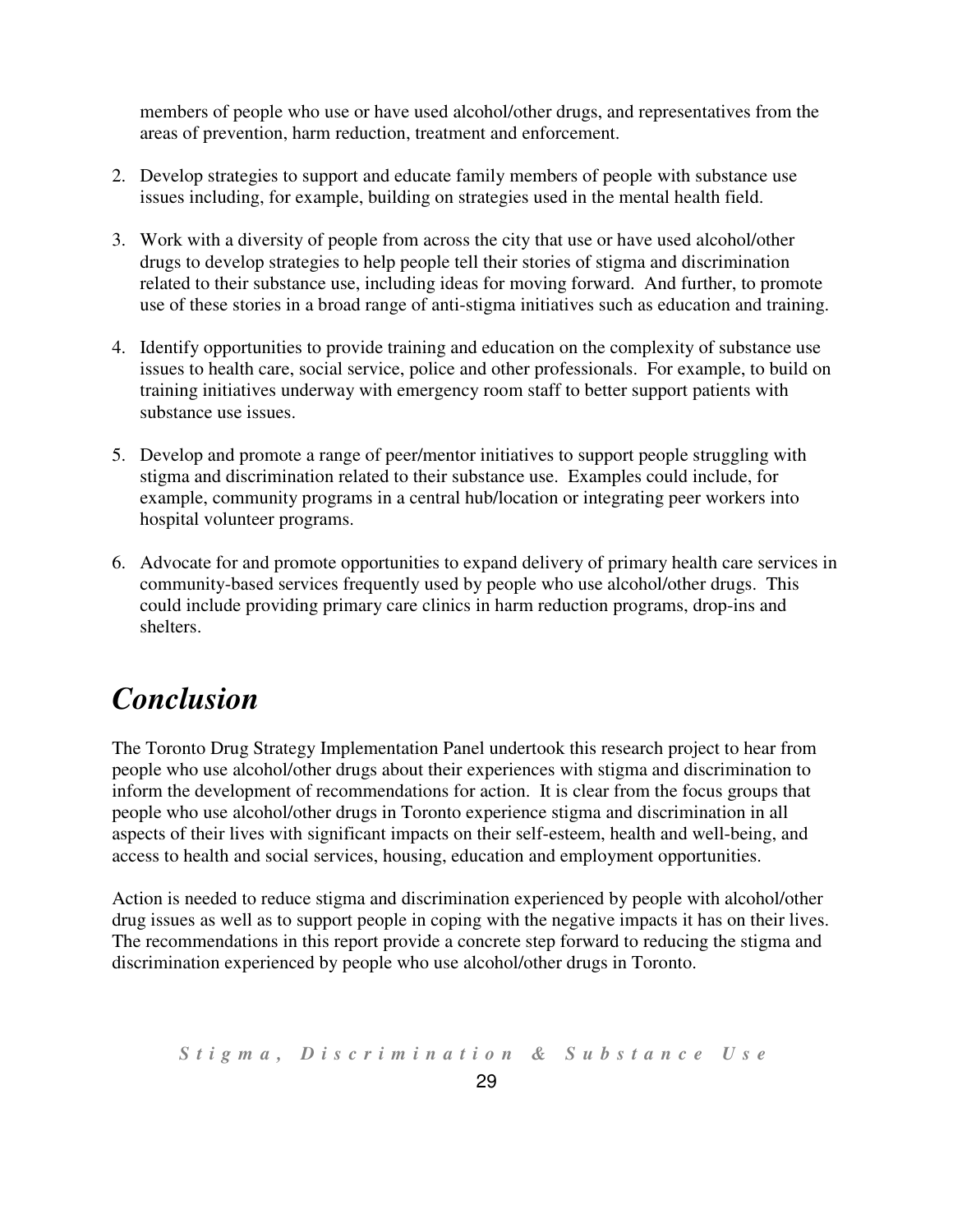members of people who use or have used alcohol/other drugs, and representatives from the areas of prevention, harm reduction, treatment and enforcement.

2. Develop strategies to support and educate family members of people with substance use issues including, for example, building on strategies used in the mental health field.

3. Work with a diversity of people from across the city that use or have used alcohol/other drugs to develop strategies to help people tell their stories of stigma and discrimination related to their substance use, including ideas for moving forward. And further, to promote use of these stories in a broad range of anti-stigma initiatives such as education and training.

4. Identify opportunities to provide training and education on the complexity of substance use issues to health care, social service, police and other professionals. For example, to build on training initiatives underway with emergency room staff to better support patients with substance use issues.

5. Develop and promote a range of peer/mentor initiatives to support people struggling with stigma and discrimination related to their substance use. Examples could include, for example, community programs in a central hub/location or integrating peer workers into hospital volunteer programs.

6. Advocate for and promote opportunities to expand delivery of primary health care services in community-based services frequently used by people who use alcohol/other drugs. This could include providing primary care clinics in harm reduction programs, drop-ins and shelters.

# *Conclusion*

The Toronto Drug Strategy Implementation Panel undertook this research project to hear from people who use alcohol/other drugs about their experiences with stigma and discrimination to inform the development of recommendations for action. It is clear from the focus groups that people who use alcohol/other drugs in Toronto experience stigma and discrimination in all aspects of their lives with significant impacts on their self-esteem, health and well-being, and access to health and social services, housing, education and employment opportunities.

Action is needed to reduce stigma and discrimination experienced by people with alcohol/other drug issues as well as to support people in coping with the negative impacts it has on their lives. The recommendations in this report provide a concrete step forward to reducing the stigma and discrimination experienced by people who use alcohol/other drugs in Toronto.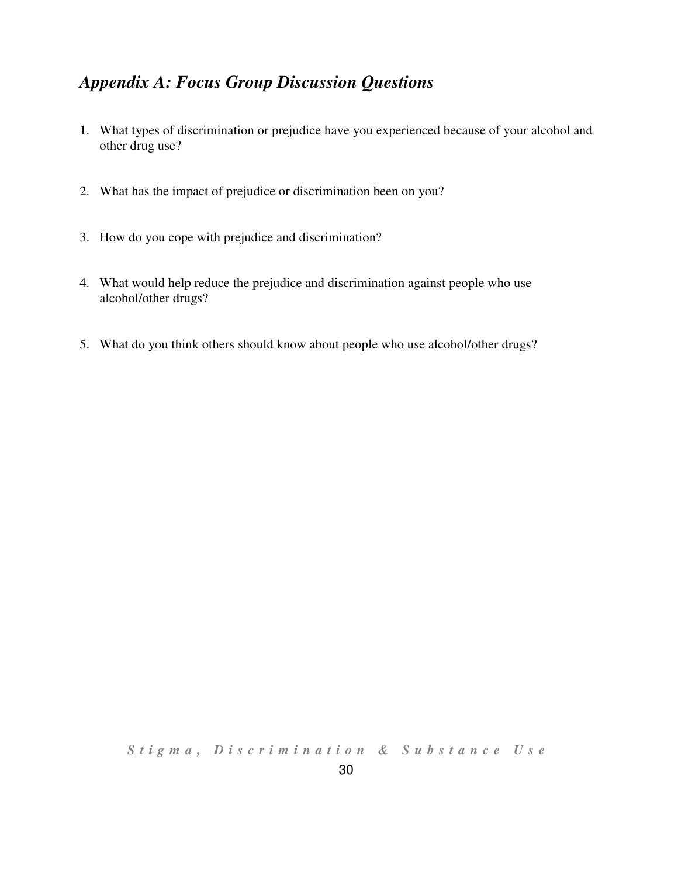## *Appendix A: Focus Group Discussion Questions*

1. What types of discrimination or prejudice have you experienced because of your alcohol and other drug use?

2. What has the impact of prejudice or discrimination been on you?

3. How do you cope with prejudice and discrimination?

4. What would help reduce the prejudice and discrimination against people who use alcohol/other drugs?

5. What do you think others should know about people who use alcohol/other drugs?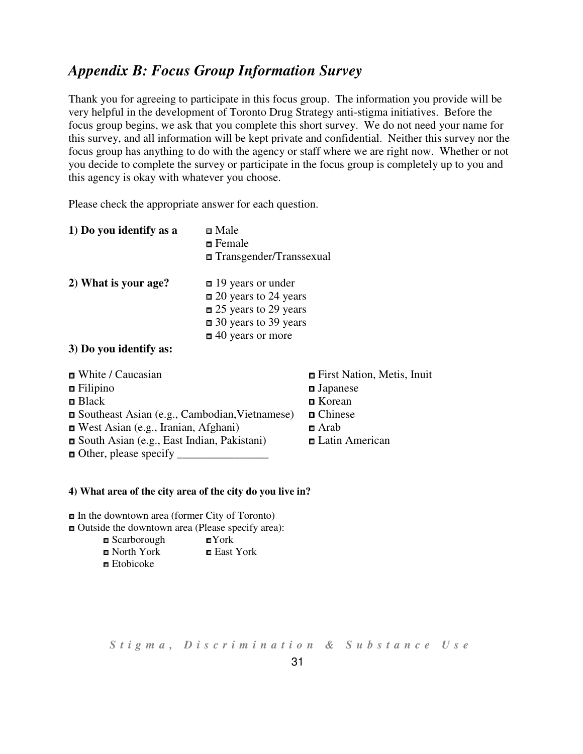## *Appendix B: Focus Group Information Survey*

Thank you for agreeing to participate in this focus group. The information you provide will be very helpful in the development of Toronto Drug Strategy anti-stigma initiatives. Before the focus group begins, we ask that you complete this short survey. We do not need your name for this survey, and all information will be kept private and confidential. Neither this survey nor the focus group has anything to do with the agency or staff where we are right now. Whether or not you decide to complete the survey or participate in the focus group is completely up to you and this agency is okay with whatever you choose.

Please check the appropriate answer for each question.

**1) Do you identify as a**

- ☐ Male
- ☐ Female
- ☐ Transgender/Transsexual

**2) What is your age?**

- ☐ 19 years or under
- ☐ 20 years to 24 years
- ☐ 25 years to 29 years
- ☐ 30 years to 39 years
- ☐ 40 years or more

**3) Do you identify as:**

- ☐ White / Caucasian
- ☐ Filipino
- ☐ Black
- ☐ Southeast Asian (e.g., Cambodian,Vietnamese)
- ☐ West Asian (e.g., Iranian, Afghani)
- ☐ South Asian (e.g., East Indian, Pakistani)
- ☐ Other, please specify ________________
- ☐ First Nation, Metis, Inuit
- ☐ Japanese
- ☐ Korean
- ☐ Chinese
- ☐ Arab
- ☐ Latin American

**4) What area of the city area of the city do you live in?**

- ☐ In the downtown area (former City of Toronto)
- ☐ Outside the downtown area (Please specify area):
  - ☐ Scarborough
  - ☐ York
  - ☐ North York
  - ☐ East York
  - ☐ Etobicoke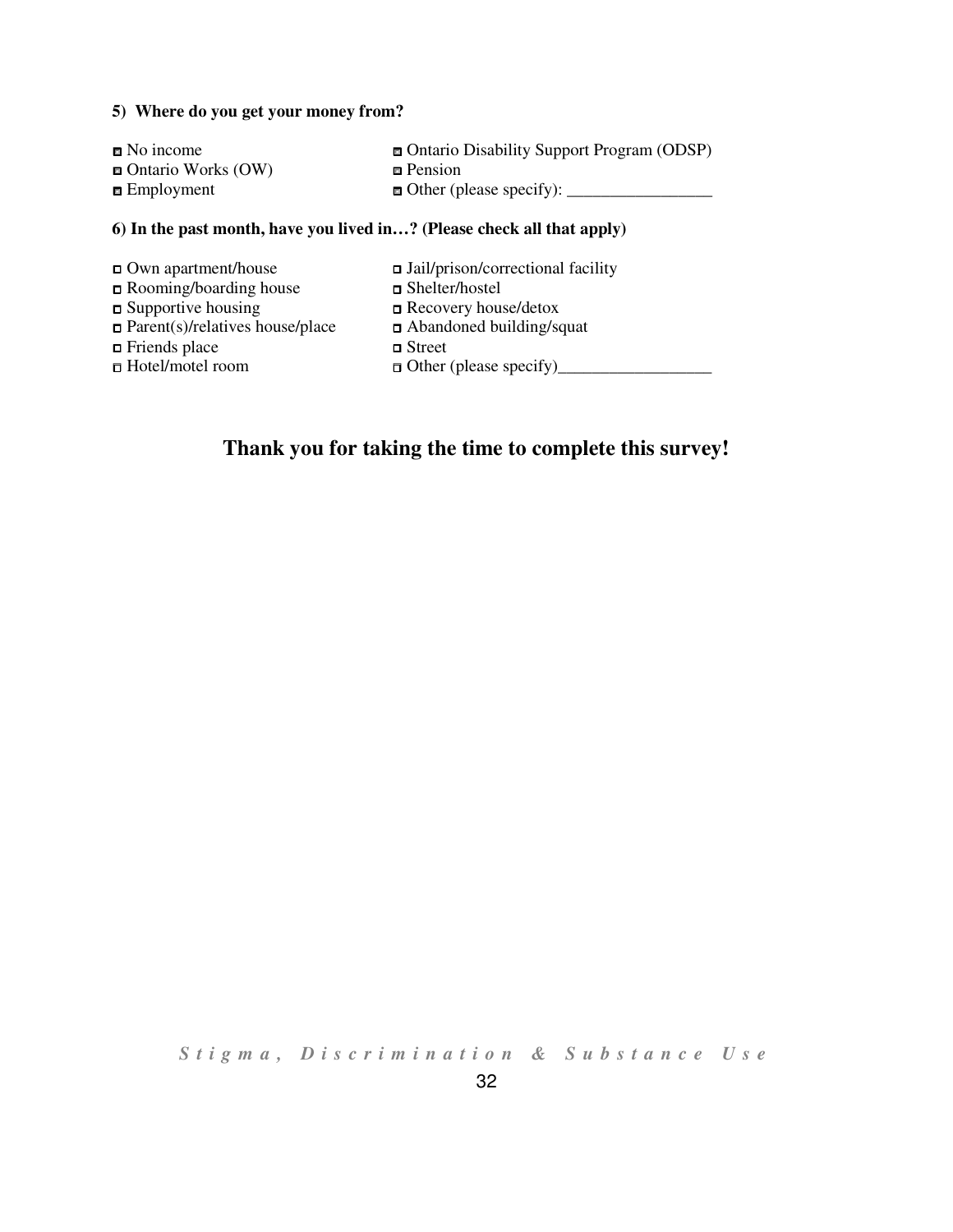**5) Where do you get your money from?**

- ☐ No income
- ☐ Ontario Disability Support Program (ODSP)
- ☐ Ontario Works (OW)
- ☐ Pension
- ☐ Employment
- ☐ Other (please specify): _________________

**6) In the past month, have you lived in…? (Please check all that apply)**

- ☐ Own apartment/house
- ☐ Jail/prison/correctional facility
- ☐ Rooming/boarding house
- ☐ Shelter/hostel
- ☐ Supportive housing
- ☐ Recovery house/detox
- ☐ Parent(s)/relatives house/place
- ☐ Abandoned building/squat
- ☐ Friends place
- ☐ Street
- ☐ Hotel/motel room
- ☐ Other (please specify)__________________

## Thank you for taking the time to complete this survey!